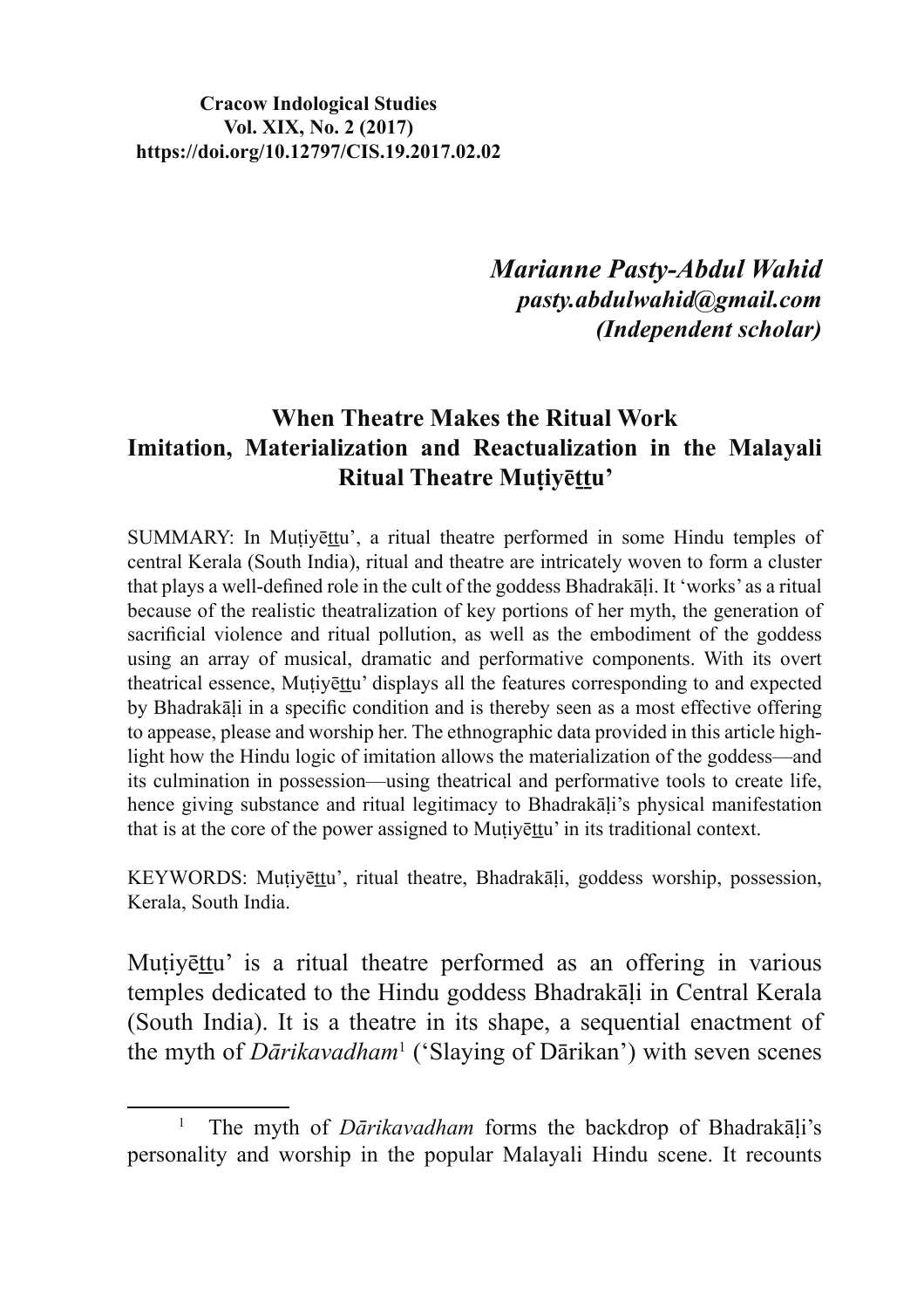Cracow Indological Studies
Vol. XIX, No. 2 (2017)
https://doi.org/10.12797/CIS.19.2017.02.02

*Marianne Pasty-Abdul Wahid*
*pasty.abdulwahid@gmail.com*
*(Independent scholar)*

# When Theatre Makes the Ritual Work
## Imitation, Materialization and Reactualization in the Malayali Ritual Theatre Muṭiyēṯṯu'

SUMMARY: In Muṭiyēṯṯu', a ritual theatre performed in some Hindu temples of central Kerala (South India), ritual and theatre are intricately woven to form a cluster that plays a well-defined role in the cult of the goddess Bhadrakāḷi. It 'works' as a ritual because of the realistic theatralization of key portions of her myth, the generation of sacrificial violence and ritual pollution, as well as the embodiment of the goddess using an array of musical, dramatic and performative components. With its overt theatrical essence, Muṭiyēṯṯu' displays all the features corresponding to and expected by Bhadrakāḷi in a specific condition and is thereby seen as a most effective offering to appease, please and worship her. The ethnographic data provided in this article highlight how the Hindu logic of imitation allows the materialization of the goddess—and its culmination in possession—using theatrical and performative tools to create life, hence giving substance and ritual legitimacy to Bhadrakāḷi's physical manifestation that is at the core of the power assigned to Muṭiyēṯṯu' in its traditional context.

KEYWORDS: Muṭiyēṯṯu', ritual theatre, Bhadrakāḷi, goddess worship, possession, Kerala, South India.

Muṭiyēṯṯu' is a ritual theatre performed as an offering in various temples dedicated to the Hindu goddess Bhadrakāḷi in Central Kerala (South India). It is a theatre in its shape, a sequential enactment of the myth of *Dārikavadham*[1] ('Slaying of Dārikan') with seven scenes

[1] The myth of *Dārikavadham* forms the backdrop of Bhadrakāḷi's personality and worship in the popular Malayali Hindu scene. It recounts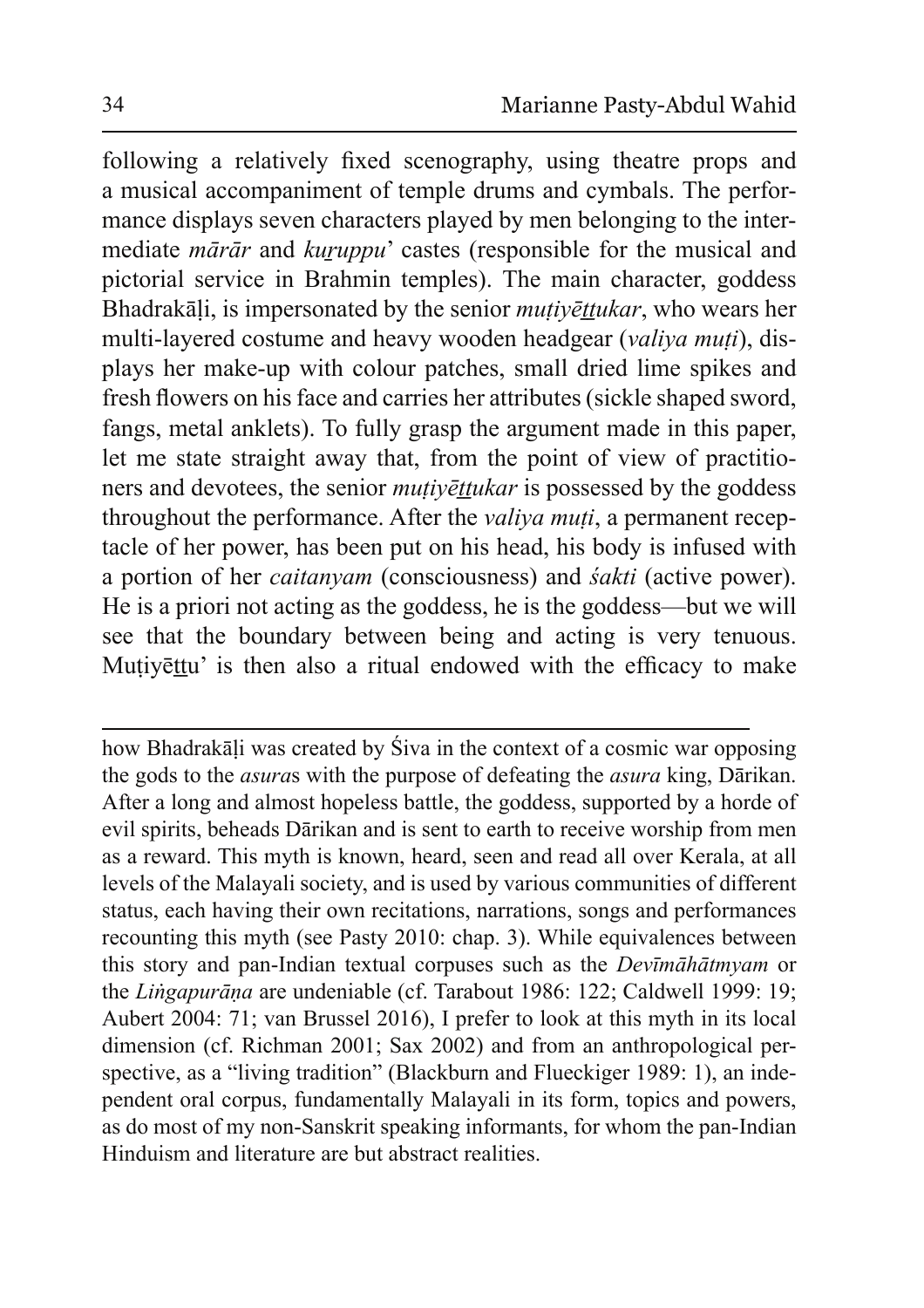following a relatively fixed scenography, using theatre props and a musical accompaniment of temple drums and cymbals. The performance displays seven characters played by men belonging to the intermediate *mārār* and *kuṟuppu*' castes (responsible for the musical and pictorial service in Brahmin temples). The main character, goddess Bhadrakāḷi, is impersonated by the senior *muṭiyēṯṯukar*, who wears her multi-layered costume and heavy wooden headgear (*valiya muṭi*), displays her make-up with colour patches, small dried lime spikes and fresh flowers on his face and carries her attributes (sickle shaped sword, fangs, metal anklets). To fully grasp the argument made in this paper, let me state straight away that, from the point of view of practitioners and devotees, the senior *muṭiyēṯṯukar* is possessed by the goddess throughout the performance. After the *valiya muṭi*, a permanent receptacle of her power, has been put on his head, his body is infused with a portion of her *caitanyam* (consciousness) and *śakti* (active power). He is a priori not acting as the goddess, he is the goddess—but we will see that the boundary between being and acting is very tenuous. Muṭiyēṯṯu' is then also a ritual endowed with the efficacy to make

---

how Bhadrakāḷi was created by Śiva in the context of a cosmic war opposing the gods to the *asura*s with the purpose of defeating the *asura* king, Dārikan. After a long and almost hopeless battle, the goddess, supported by a horde of evil spirits, beheads Dārikan and is sent to earth to receive worship from men as a reward. This myth is known, heard, seen and read all over Kerala, at all levels of the Malayali society, and is used by various communities of different status, each having their own recitations, narrations, songs and performances recounting this myth (see Pasty 2010: chap. 3). While equivalences between this story and pan-Indian textual corpuses such as the *Devīmāhātmyam* or the *Liṅgapurāṇa* are undeniable (cf. Tarabout 1986: 122; Caldwell 1999: 19; Aubert 2004: 71; van Brussel 2016), I prefer to look at this myth in its local dimension (cf. Richman 2001; Sax 2002) and from an anthropological perspective, as a "living tradition" (Blackburn and Flueckiger 1989: 1), an independent oral corpus, fundamentally Malayali in its form, topics and powers, as do most of my non-Sanskrit speaking informants, for whom the pan-Indian Hinduism and literature are but abstract realities.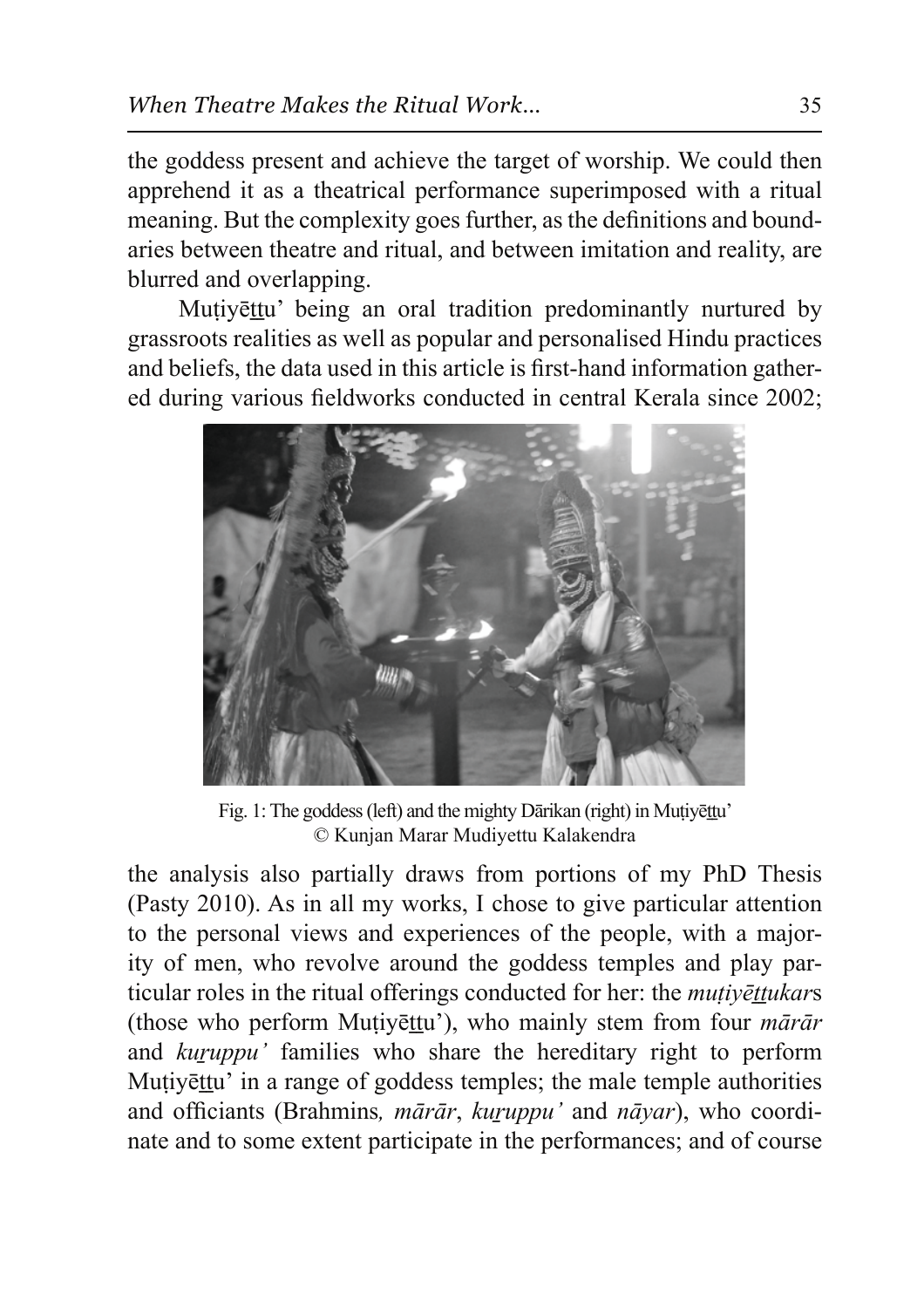the goddess present and achieve the target of worship. We could then apprehend it as a theatrical performance superimposed with a ritual meaning. But the complexity goes further, as the definitions and boundaries between theatre and ritual, and between imitation and reality, are blurred and overlapping.

Muṭiyēṯṯu' being an oral tradition predominantly nurtured by grassroots realities as well as popular and personalised Hindu practices and beliefs, the data used in this article is first-hand information gathered during various fieldworks conducted in central Kerala since 2002;

Fig. 1: The goddess (left) and the mighty Dārikan (right) in Muṭiyēṯṯu'
© Kunjan Marar Mudiyettu Kalakendra

the analysis also partially draws from portions of my PhD Thesis (Pasty 2010). As in all my works, I chose to give particular attention to the personal views and experiences of the people, with a majority of men, who revolve around the goddess temples and play particular roles in the ritual offerings conducted for her: the *muṭiyēṯṯukar*s (those who perform Muṭiyēṯṯu'), who mainly stem from four *mārār* and *kuṟuppu'* families who share the hereditary right to perform Muṭiyēṯṯu' in a range of goddess temples; the male temple authorities and officiants (Brahmins*, mārār*, *kuṟuppu'* and *nāyar*), who coordinate and to some extent participate in the performances; and of course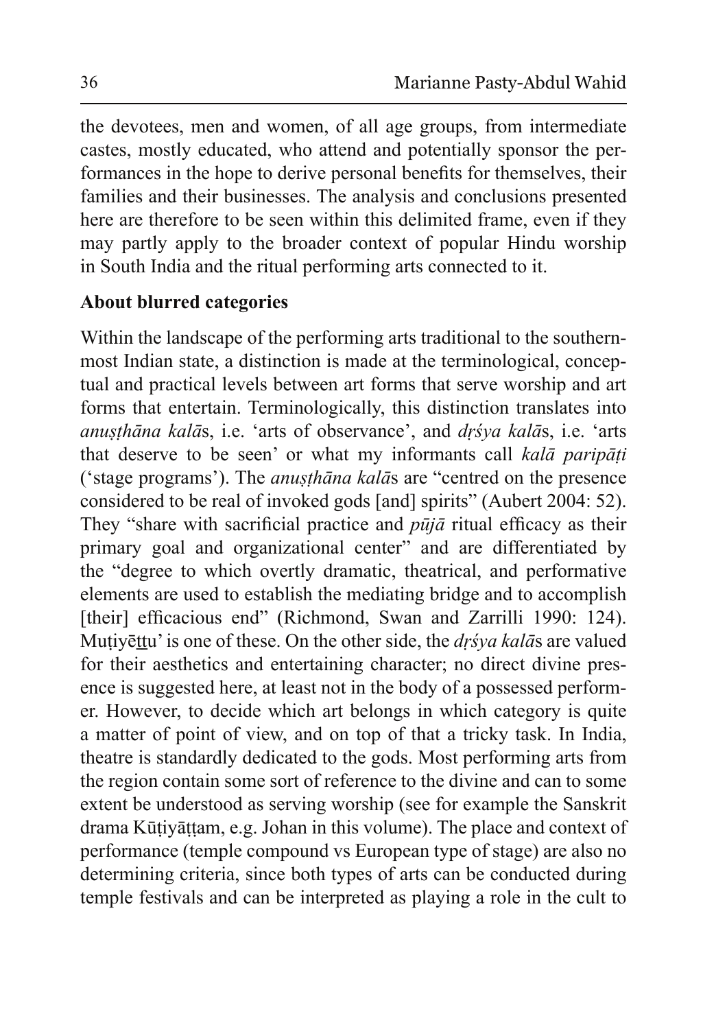the devotees, men and women, of all age groups, from intermediate castes, mostly educated, who attend and potentially sponsor the performances in the hope to derive personal benefits for themselves, their families and their businesses. The analysis and conclusions presented here are therefore to be seen within this delimited frame, even if they may partly apply to the broader context of popular Hindu worship in South India and the ritual performing arts connected to it.

**About blurred categories**

Within the landscape of the performing arts traditional to the southernmost Indian state, a distinction is made at the terminological, conceptual and practical levels between art forms that serve worship and art forms that entertain. Terminologically, this distinction translates into *anuṣṭhāna kalā*s, i.e. 'arts of observance', and *dṛśya kalā*s, i.e. 'arts that deserve to be seen' or what my informants call *kalā paripāṭi* ('stage programs'). The *anuṣṭhāna kalā*s are "centred on the presence considered to be real of invoked gods [and] spirits" (Aubert 2004: 52). They "share with sacrificial practice and *pūjā* ritual efficacy as their primary goal and organizational center" and are differentiated by the "degree to which overtly dramatic, theatrical, and performative elements are used to establish the mediating bridge and to accomplish [their] efficacious end" (Richmond, Swan and Zarrilli 1990: 124). Muṭiyēṯṯu' is one of these. On the other side, the *dṛśya kalā*s are valued for their aesthetics and entertaining character; no direct divine presence is suggested here, at least not in the body of a possessed performer. However, to decide which art belongs in which category is quite a matter of point of view, and on top of that a tricky task. In India, theatre is standardly dedicated to the gods. Most performing arts from the region contain some sort of reference to the divine and can to some extent be understood as serving worship (see for example the Sanskrit drama Kūṭiyāṭṭam, e.g. Johan in this volume). The place and context of performance (temple compound vs European type of stage) are also no determining criteria, since both types of arts can be conducted during temple festivals and can be interpreted as playing a role in the cult to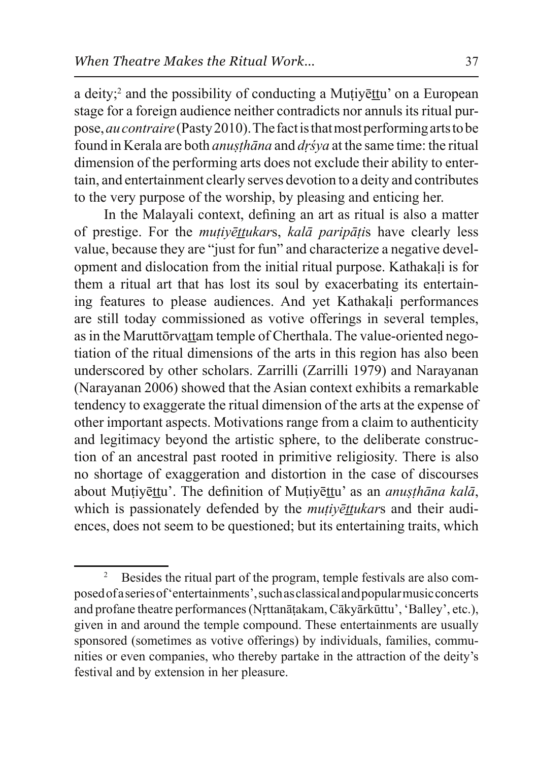a deity;[2] and the possibility of conducting a Muṭiyēṯṯu' on a European stage for a foreign audience neither contradicts nor annuls its ritual purpose, *au contraire* (Pasty 2010). The fact is that most performing arts to be found in Kerala are both *anuṣṭhāna* and *dṛśya* at the same time: the ritual dimension of the performing arts does not exclude their ability to entertain, and entertainment clearly serves devotion to a deity and contributes to the very purpose of the worship, by pleasing and enticing her.

In the Malayali context, defining an art as ritual is also a matter of prestige. For the *muṭiyēṯṯukar*s, *kalā paripāṭi*s have clearly less value, because they are "just for fun" and characterize a negative development and dislocation from the initial ritual purpose. Kathakaḷi is for them a ritual art that has lost its soul by exacerbating its entertaining features to please audiences. And yet Kathakaḷi performances are still today commissioned as votive offerings in several temples, as in the Maruttōrvaṯṯam temple of Cherthala. The value-oriented negotiation of the ritual dimensions of the arts in this region has also been underscored by other scholars. Zarrilli (Zarrilli 1979) and Narayanan (Narayanan 2006) showed that the Asian context exhibits a remarkable tendency to exaggerate the ritual dimension of the arts at the expense of other important aspects. Motivations range from a claim to authenticity and legitimacy beyond the artistic sphere, to the deliberate construction of an ancestral past rooted in primitive religiosity. There is also no shortage of exaggeration and distortion in the case of discourses about Muṭiyēṯṯu'. The definition of Muṭiyēṯṯu' as an *anuṣṭhāna kalā*, which is passionately defended by the *muṭiyēṯṯukar*s and their audiences, does not seem to be questioned; but its entertaining traits, which

---

[2] Besides the ritual part of the program, temple festivals are also composed of a series of 'entertainments', such as classical and popular music concerts and profane theatre performances (Nṛttanāṭakam, Cākyārkūttu', 'Balley', etc.), given in and around the temple compound. These entertainments are usually sponsored (sometimes as votive offerings) by individuals, families, communities or even companies, who thereby partake in the attraction of the deity's festival and by extension in her pleasure.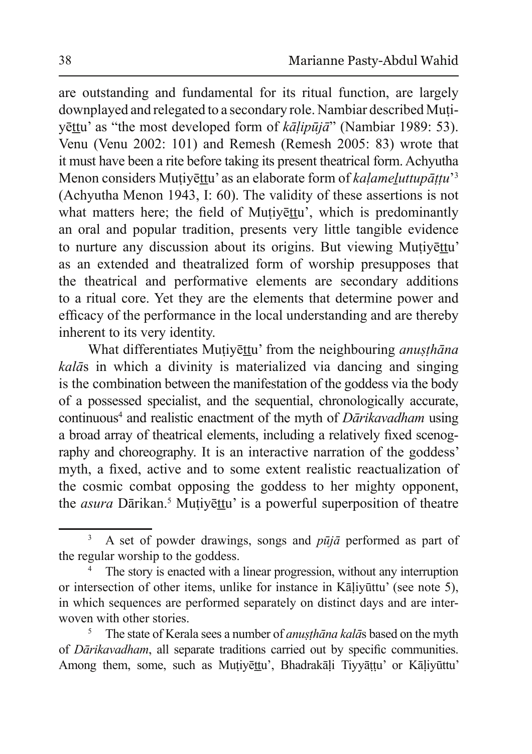are outstanding and fundamental for its ritual function, are largely downplayed and relegated to a secondary role. Nambiar described Muṭiyēṯṯu' as "the most developed form of *kāḷipūjā*" (Nambiar 1989: 53). Venu (Venu 2002: 101) and Remesh (Remesh 2005: 83) wrote that it must have been a rite before taking its present theatrical form. Achyutha Menon considers Muṭiyēṯṯu' as an elaborate form of *kaḷameḻuttupāṭṭu*'[3] (Achyutha Menon 1943, I: 60). The validity of these assertions is not what matters here; the field of Muṭiyēṯṯu', which is predominantly an oral and popular tradition, presents very little tangible evidence to nurture any discussion about its origins. But viewing Muṭiyēṯṯu' as an extended and theatralized form of worship presupposes that the theatrical and performative elements are secondary additions to a ritual core. Yet they are the elements that determine power and efficacy of the performance in the local understanding and are thereby inherent to its very identity.

What differentiates Muṭiyēṯṯu' from the neighbouring *anuṣṭhāna kalā*s in which a divinity is materialized via dancing and singing is the combination between the manifestation of the goddess via the body of a possessed specialist, and the sequential, chronologically accurate, continuous[4] and realistic enactment of the myth of *Dārikavadham* using a broad array of theatrical elements, including a relatively fixed scenography and choreography. It is an interactive narration of the goddess' myth, a fixed, active and to some extent realistic reactualization of the cosmic combat opposing the goddess to her mighty opponent, the *asura* Dārikan.[5] Muṭiyēṯṯu' is a powerful superposition of theatre

---

[3] A set of powder drawings, songs and *pūjā* performed as part of the regular worship to the goddess.

[4] The story is enacted with a linear progression, without any interruption or intersection of other items, unlike for instance in Kāḷiyūttu' (see note 5), in which sequences are performed separately on distinct days and are interwoven with other stories.

[5] The state of Kerala sees a number of *anuṣṭhāna kalā*s based on the myth of *Dārikavadham*, all separate traditions carried out by specific communities. Among them, some, such as Muṭiyēṯṯu', Bhadrakāḷi Tiyyāṭṭu' or Kāḷiyūttu'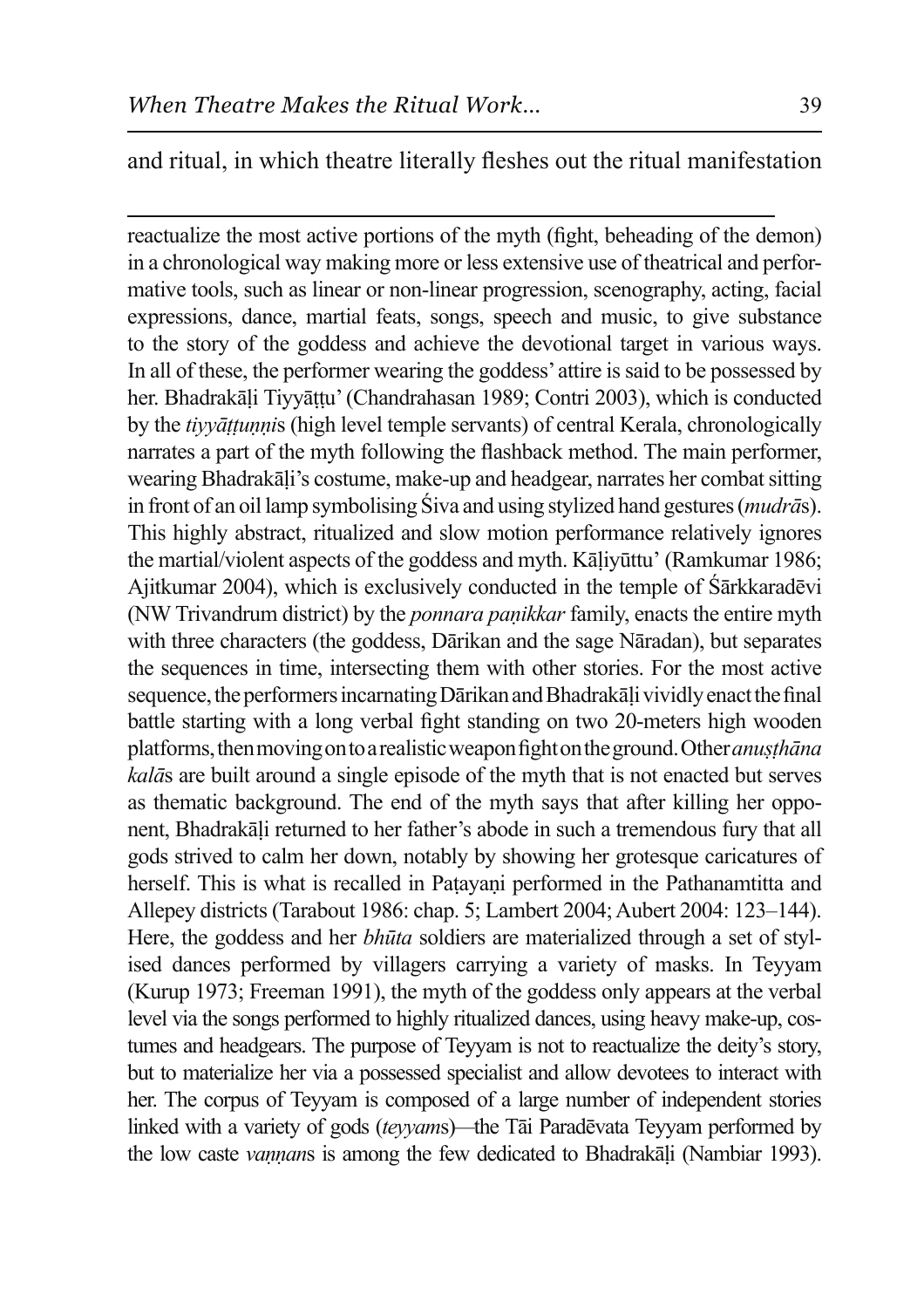and ritual, in which theatre literally fleshes out the ritual manifestation

---

reactualize the most active portions of the myth (fight, beheading of the demon) in a chronological way making more or less extensive use of theatrical and performative tools, such as linear or non-linear progression, scenography, acting, facial expressions, dance, martial feats, songs, speech and music, to give substance to the story of the goddess and achieve the devotional target in various ways. In all of these, the performer wearing the goddess' attire is said to be possessed by her. Bhadrakāḷi Tiyyāṭṭu' (Chandrahasan 1989; Contri 2003), which is conducted by the *tiyyāṭṭuṇṇi*s (high level temple servants) of central Kerala, chronologically narrates a part of the myth following the flashback method. The main performer, wearing Bhadrakāḷi's costume, make-up and headgear, narrates her combat sitting in front of an oil lamp symbolising Śiva and using stylized hand gestures (*mudrā*s). This highly abstract, ritualized and slow motion performance relatively ignores the martial/violent aspects of the goddess and myth. Kāḷiyūttu' (Ramkumar 1986; Ajitkumar 2004), which is exclusively conducted in the temple of Śārkkaradēvi (NW Trivandrum district) by the *ponnara paṇikkar* family, enacts the entire myth with three characters (the goddess, Dārikan and the sage Nāradan), but separates the sequences in time, intersecting them with other stories. For the most active sequence, the performers incarnating Dārikan and Bhadrakāḷi vividly enact the final battle starting with a long verbal fight standing on two 20-meters high wooden platforms, then moving on to a realistic weapon fight on the ground. Other *anuṣṭhāna kalā*s are built around a single episode of the myth that is not enacted but serves as thematic background. The end of the myth says that after killing her opponent, Bhadrakāḷi returned to her father's abode in such a tremendous fury that all gods strived to calm her down, notably by showing her grotesque caricatures of herself. This is what is recalled in Paṭayaṇi performed in the Pathanamtitta and Allepey districts (Tarabout 1986: chap. 5; Lambert 2004; Aubert 2004: 123–144). Here, the goddess and her *bhūta* soldiers are materialized through a set of stylised dances performed by villagers carrying a variety of masks. In Teyyam (Kurup 1973; Freeman 1991), the myth of the goddess only appears at the verbal level via the songs performed to highly ritualized dances, using heavy make-up, costumes and headgears. The purpose of Teyyam is not to reactualize the deity's story, but to materialize her via a possessed specialist and allow devotees to interact with her. The corpus of Teyyam is composed of a large number of independent stories linked with a variety of gods (*teyyam*s)—the Tāi Paradēvata Teyyam performed by the low caste *vaṇṇan*s is among the few dedicated to Bhadrakāḷi (Nambiar 1993).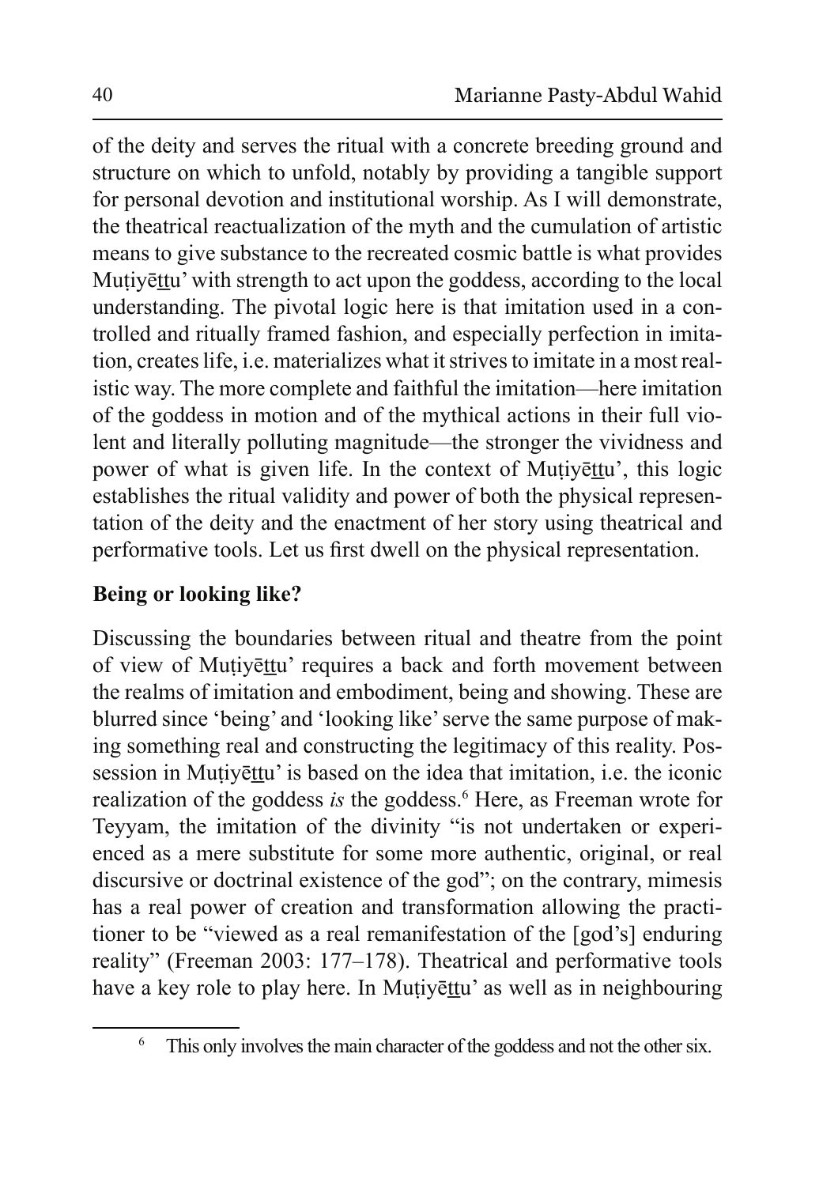of the deity and serves the ritual with a concrete breeding ground and structure on which to unfold, notably by providing a tangible support for personal devotion and institutional worship. As I will demonstrate, the theatrical reactualization of the myth and the cumulation of artistic means to give substance to the recreated cosmic battle is what provides Muṭiyēṯṯu' with strength to act upon the goddess, according to the local understanding. The pivotal logic here is that imitation used in a controlled and ritually framed fashion, and especially perfection in imitation, creates life, i.e. materializes what it strives to imitate in a most realistic way. The more complete and faithful the imitation—here imitation of the goddess in motion and of the mythical actions in their full violent and literally polluting magnitude—the stronger the vividness and power of what is given life. In the context of Muṭiyēṯṯu', this logic establishes the ritual validity and power of both the physical representation of the deity and the enactment of her story using theatrical and performative tools. Let us first dwell on the physical representation.

## Being or looking like?

Discussing the boundaries between ritual and theatre from the point of view of Muṭiyēṯṯu' requires a back and forth movement between the realms of imitation and embodiment, being and showing. These are blurred since 'being' and 'looking like' serve the same purpose of making something real and constructing the legitimacy of this reality. Possession in Muṭiyēṯṯu' is based on the idea that imitation, i.e. the iconic realization of the goddess *is* the goddess.[6] Here, as Freeman wrote for Teyyam, the imitation of the divinity "is not undertaken or experienced as a mere substitute for some more authentic, original, or real discursive or doctrinal existence of the god"; on the contrary, mimesis has a real power of creation and transformation allowing the practitioner to be "viewed as a real remanifestation of the [god's] enduring reality" (Freeman 2003: 177–178). Theatrical and performative tools have a key role to play here. In Muṭiyēṯṯu' as well as in neighbouring

[6] This only involves the main character of the goddess and not the other six.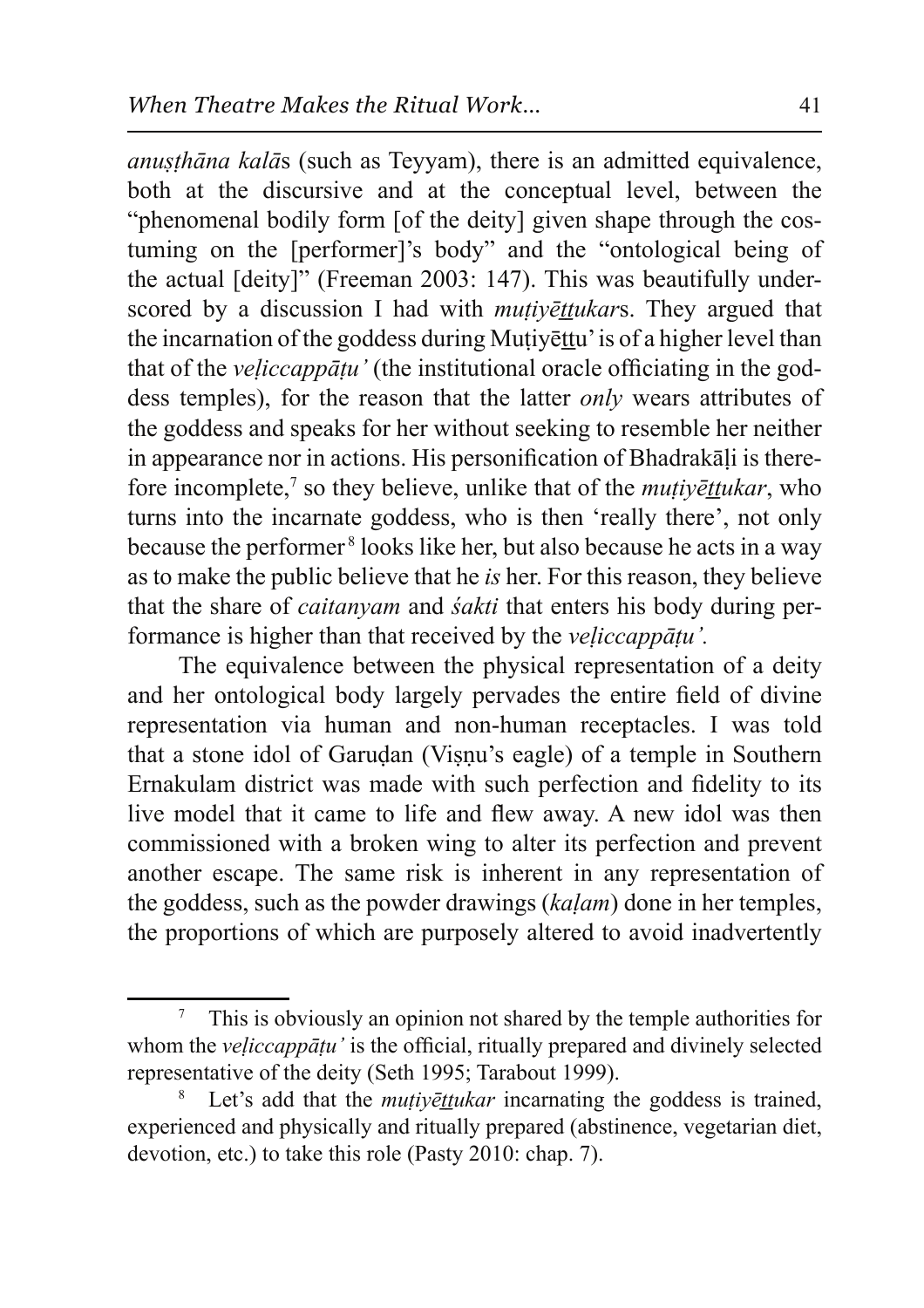*anuṣṭhāna kalā*s (such as Teyyam), there is an admitted equivalence, both at the discursive and at the conceptual level, between the "phenomenal bodily form [of the deity] given shape through the costuming on the [performer]'s body" and the "ontological being of the actual [deity]" (Freeman 2003: 147). This was beautifully underscored by a discussion I had with *muṭiyēṯṯukar*s. They argued that the incarnation of the goddess during Muṭiyēṯṯu' is of a higher level than that of the *veḷiccappāṭu'* (the institutional oracle officiating in the goddess temples), for the reason that the latter *only* wears attributes of the goddess and speaks for her without seeking to resemble her neither in appearance nor in actions. His personification of Bhadrakāḷi is therefore incomplete,[7] so they believe, unlike that of the *muṭiyēṯṯukar*, who turns into the incarnate goddess, who is then 'really there', not only because the performer[8] looks like her, but also because he acts in a way as to make the public believe that he *is* her. For this reason, they believe that the share of *caitanyam* and *śakti* that enters his body during performance is higher than that received by the *veḷiccappāṭu'.*

The equivalence between the physical representation of a deity and her ontological body largely pervades the entire field of divine representation via human and non-human receptacles. I was told that a stone idol of Garuḍan (Viṣṇu's eagle) of a temple in Southern Ernakulam district was made with such perfection and fidelity to its live model that it came to life and flew away. A new idol was then commissioned with a broken wing to alter its perfection and prevent another escape. The same risk is inherent in any representation of the goddess, such as the powder drawings (*kaḷam*) done in her temples, the proportions of which are purposely altered to avoid inadvertently

---

[7] This is obviously an opinion not shared by the temple authorities for whom the *veḷiccappāṭu'* is the official, ritually prepared and divinely selected representative of the deity (Seth 1995; Tarabout 1999).

[8] Let's add that the *muṭiyēṯṯukar* incarnating the goddess is trained, experienced and physically and ritually prepared (abstinence, vegetarian diet, devotion, etc.) to take this role (Pasty 2010: chap. 7).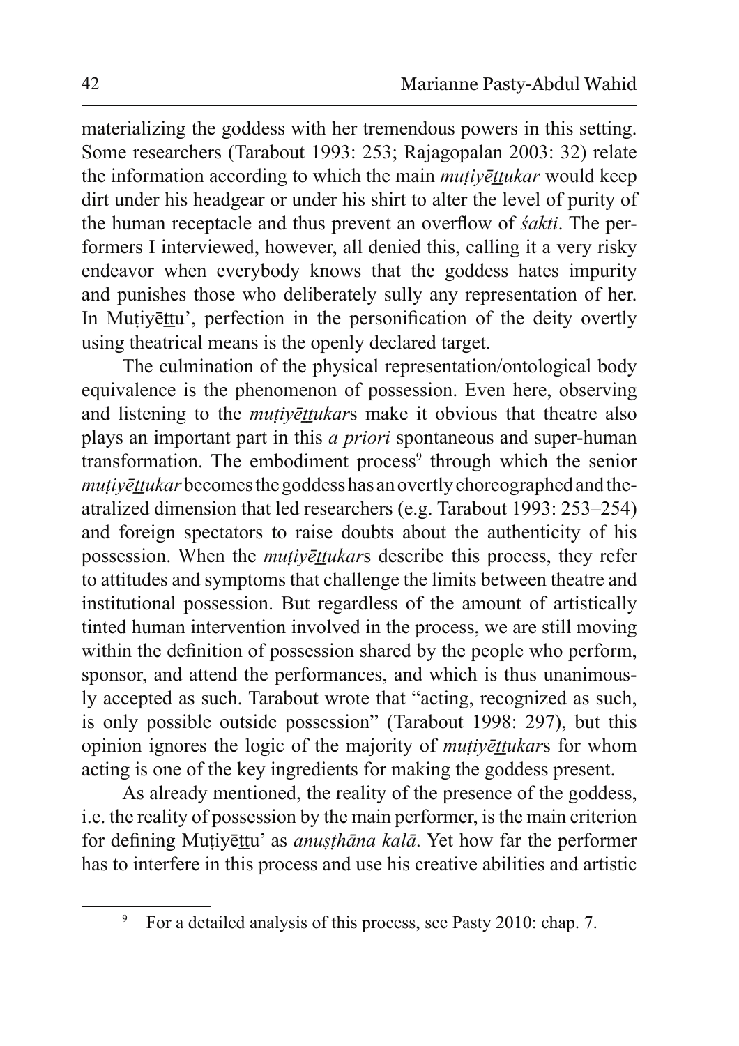materializing the goddess with her tremendous powers in this setting. Some researchers (Tarabout 1993: 253; Rajagopalan 2003: 32) relate the information according to which the main *muṭiyēṯṯukar* would keep dirt under his headgear or under his shirt to alter the level of purity of the human receptacle and thus prevent an overflow of *śakti*. The performers I interviewed, however, all denied this, calling it a very risky endeavor when everybody knows that the goddess hates impurity and punishes those who deliberately sully any representation of her. In Muṭiyēṯṯu', perfection in the personification of the deity overtly using theatrical means is the openly declared target.

The culmination of the physical representation/ontological body equivalence is the phenomenon of possession. Even here, observing and listening to the *muṭiyēṯṯukar*s make it obvious that theatre also plays an important part in this *a priori* spontaneous and super-human transformation. The embodiment process[9] through which the senior *muṭiyēṯṯukar* becomes the goddess has an overtly choreographed and theatralized dimension that led researchers (e.g. Tarabout 1993: 253–254) and foreign spectators to raise doubts about the authenticity of his possession. When the *muṭiyēṯṯukar*s describe this process, they refer to attitudes and symptoms that challenge the limits between theatre and institutional possession. But regardless of the amount of artistically tinted human intervention involved in the process, we are still moving within the definition of possession shared by the people who perform, sponsor, and attend the performances, and which is thus unanimously accepted as such. Tarabout wrote that "acting, recognized as such, is only possible outside possession" (Tarabout 1998: 297), but this opinion ignores the logic of the majority of *muṭiyēṯṯukar*s for whom acting is one of the key ingredients for making the goddess present.

As already mentioned, the reality of the presence of the goddess, i.e. the reality of possession by the main performer, is the main criterion for defining Muṭiyēṯṯu' as *anuṣṭhāna kalā*. Yet how far the performer has to interfere in this process and use his creative abilities and artistic

---

[9] For a detailed analysis of this process, see Pasty 2010: chap. 7.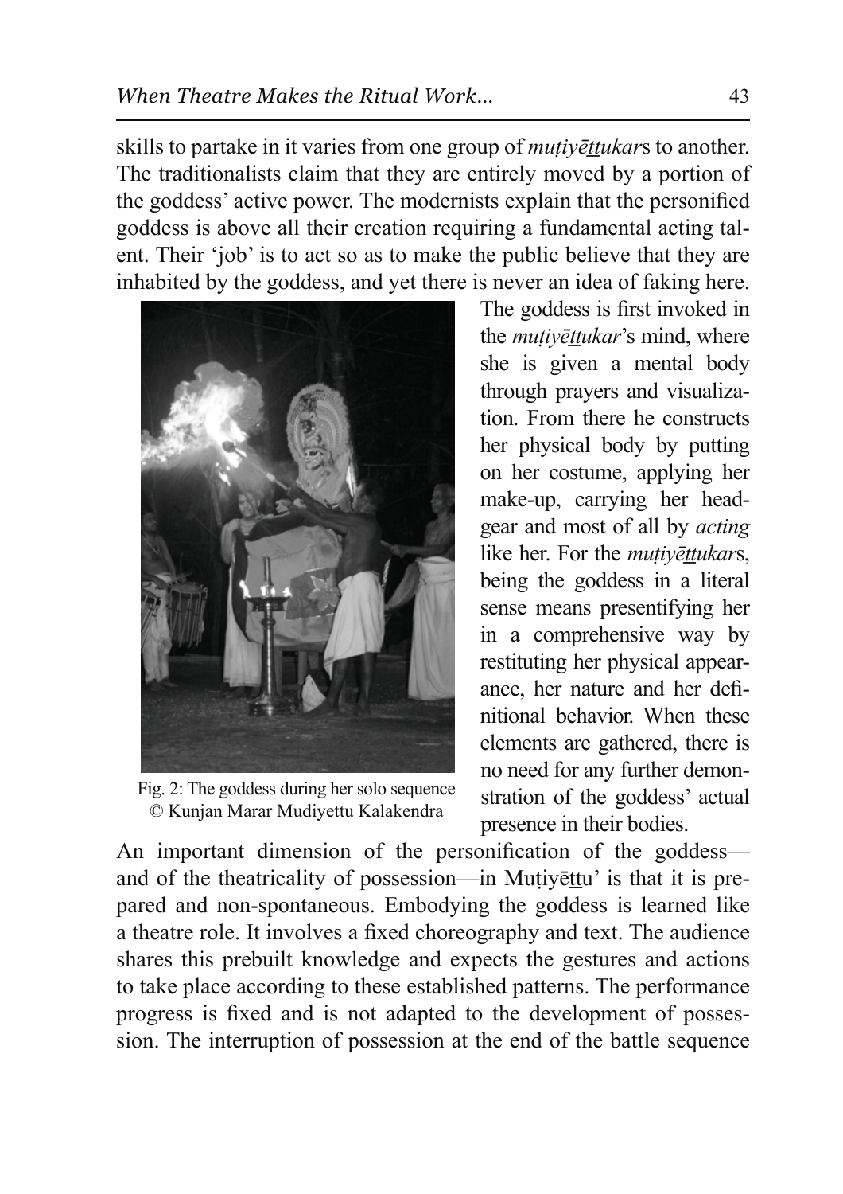skills to partake in it varies from one group of *muṭiyēṯṯukar*s to another. The traditionalists claim that they are entirely moved by a portion of the goddess' active power. The modernists explain that the personified goddess is above all their creation requiring a fundamental acting talent. Their 'job' is to act so as to make the public believe that they are inhabited by the goddess, and yet there is never an idea of faking here. The goddess is first invoked in the *muṭiyēṯṯukar*'s mind, where she is given a mental body through prayers and visualization. From there he constructs her physical body by putting on her costume, applying her make-up, carrying her headgear and most of all by *acting* like her. For the *muṭiyēṯṯukar*s, being the goddess in a literal sense means presentifying her in a comprehensive way by restituting her physical appearance, her nature and her definitional behavior. When these elements are gathered, there is no need for any further demonstration of the goddess' actual presence in their bodies.

Fig. 2: The goddess during her solo sequence
© Kunjan Marar Mudiyettu Kalakendra

An important dimension of the personification of the goddess—and of the theatricality of possession—in Muṭiyēṯṯu' is that it is prepared and non-spontaneous. Embodying the goddess is learned like a theatre role. It involves a fixed choreography and text. The audience shares this prebuilt knowledge and expects the gestures and actions to take place according to these established patterns. The performance progress is fixed and is not adapted to the development of possession. The interruption of possession at the end of the battle sequence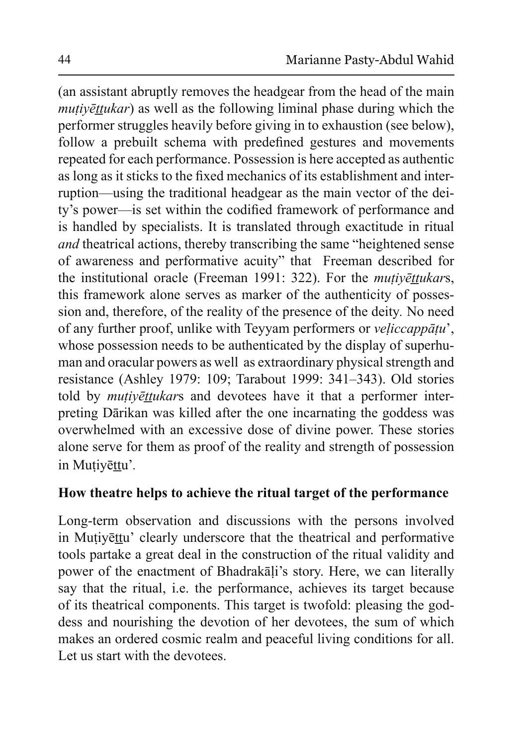(an assistant abruptly removes the headgear from the head of the main *muṭiyēṯṯukar*) as well as the following liminal phase during which the performer struggles heavily before giving in to exhaustion (see below), follow a prebuilt schema with predefined gestures and movements repeated for each performance. Possession is here accepted as authentic as long as it sticks to the fixed mechanics of its establishment and interruption—using the traditional headgear as the main vector of the deity's power—is set within the codified framework of performance and is handled by specialists. It is translated through exactitude in ritual *and* theatrical actions, thereby transcribing the same "heightened sense of awareness and performative acuity" that Freeman described for the institutional oracle (Freeman 1991: 322). For the *muṭiyēṯṯukar*s, this framework alone serves as marker of the authenticity of possession and, therefore, of the reality of the presence of the deity. No need of any further proof, unlike with Teyyam performers or *veḷiccappāṭu*', whose possession needs to be authenticated by the display of superhuman and oracular powers as well as extraordinary physical strength and resistance (Ashley 1979: 109; Tarabout 1999: 341–343). Old stories told by *muṭiyēṯṯukar*s and devotees have it that a performer interpreting Dārikan was killed after the one incarnating the goddess was overwhelmed with an excessive dose of divine power. These stories alone serve for them as proof of the reality and strength of possession in Muṭiyēṯṯu'.

## How theatre helps to achieve the ritual target of the performance

Long-term observation and discussions with the persons involved in Muṭiyēṯṯu' clearly underscore that the theatrical and performative tools partake a great deal in the construction of the ritual validity and power of the enactment of Bhadrakāḷi's story. Here, we can literally say that the ritual, i.e. the performance, achieves its target because of its theatrical components. This target is twofold: pleasing the goddess and nourishing the devotion of her devotees, the sum of which makes an ordered cosmic realm and peaceful living conditions for all. Let us start with the devotees.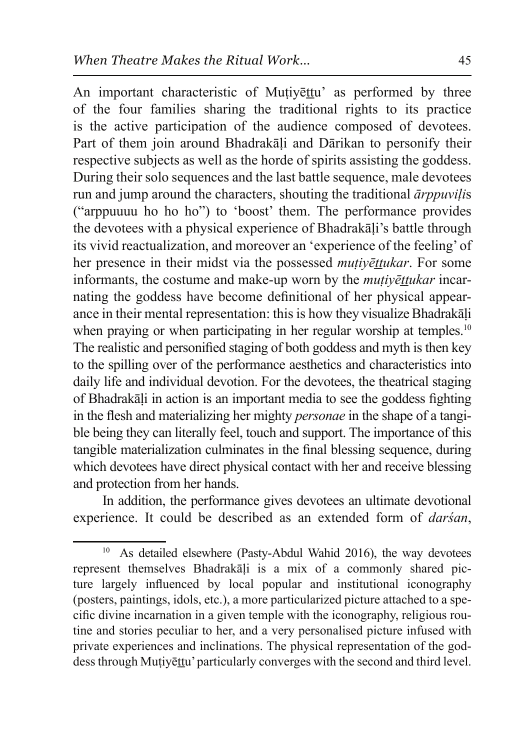An important characteristic of Muṭiyēṯṯu' as performed by three of the four families sharing the traditional rights to its practice is the active participation of the audience composed of devotees. Part of them join around Bhadrakāḷi and Dārikan to personify their respective subjects as well as the horde of spirits assisting the goddess. During their solo sequences and the last battle sequence, male devotees run and jump around the characters, shouting the traditional *ārppuviḷi*s ("arppuuuu ho ho ho") to 'boost' them. The performance provides the devotees with a physical experience of Bhadrakāḷi's battle through its vivid reactualization, and moreover an 'experience of the feeling' of her presence in their midst via the possessed *muṭiyēṯṯukar*. For some informants, the costume and make-up worn by the *muṭiyēṯṯukar* incarnating the goddess have become definitional of her physical appearance in their mental representation: this is how they visualize Bhadrakāḷi when praying or when participating in her regular worship at temples.[10] The realistic and personified staging of both goddess and myth is then key to the spilling over of the performance aesthetics and characteristics into daily life and individual devotion. For the devotees, the theatrical staging of Bhadrakāḷi in action is an important media to see the goddess fighting in the flesh and materializing her mighty *personae* in the shape of a tangible being they can literally feel, touch and support. The importance of this tangible materialization culminates in the final blessing sequence, during which devotees have direct physical contact with her and receive blessing and protection from her hands.

In addition, the performance gives devotees an ultimate devotional experience. It could be described as an extended form of *darśan*,

---

[10] As detailed elsewhere (Pasty-Abdul Wahid 2016), the way devotees represent themselves Bhadrakāḷi is a mix of a commonly shared picture largely influenced by local popular and institutional iconography (posters, paintings, idols, etc.), a more particularized picture attached to a specific divine incarnation in a given temple with the iconography, religious routine and stories peculiar to her, and a very personalised picture infused with private experiences and inclinations. The physical representation of the goddess through Muṭiyēṯṯu' particularly converges with the second and third level.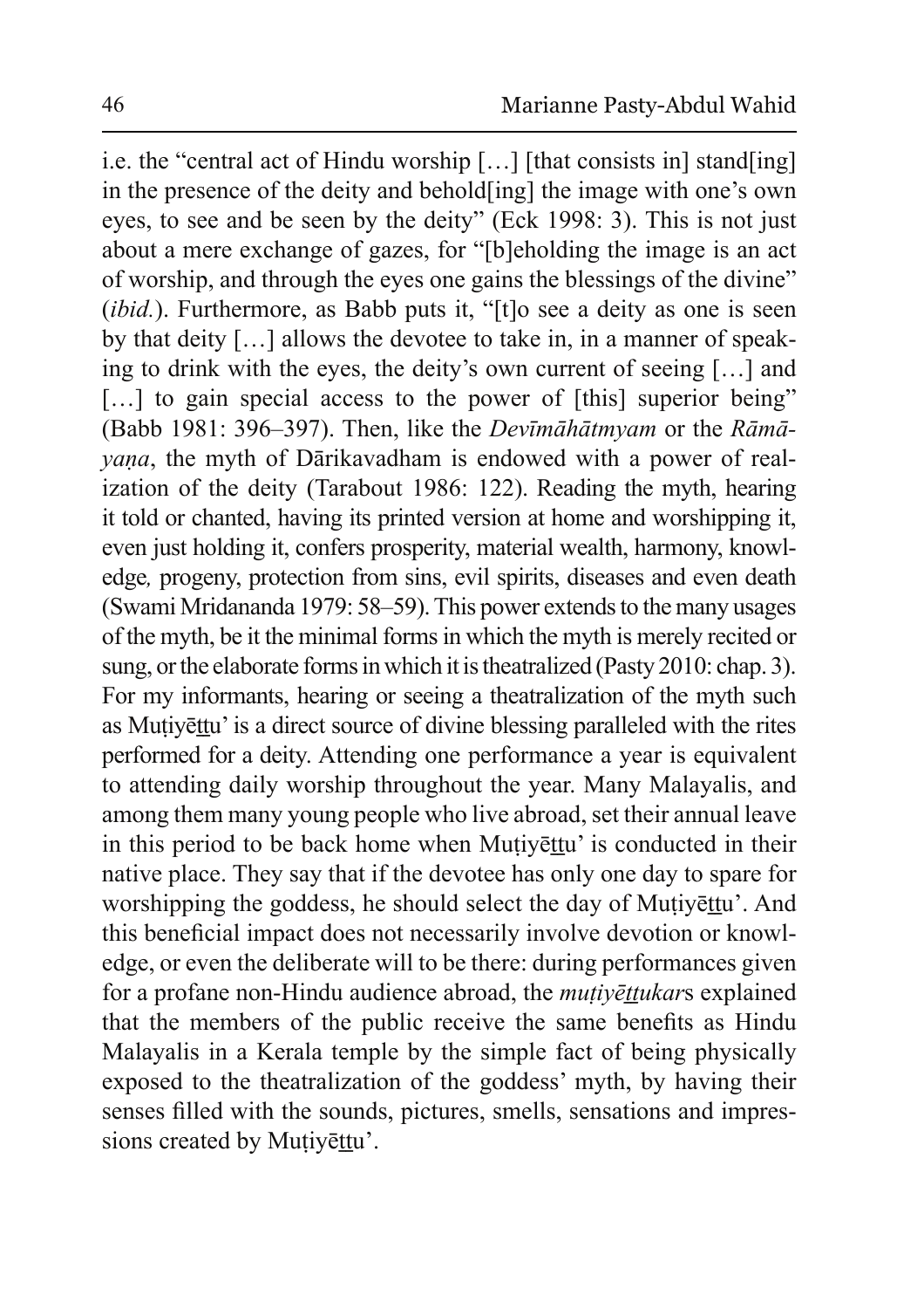i.e. the "central act of Hindu worship […] [that consists in] stand[ing] in the presence of the deity and behold[ing] the image with one's own eyes, to see and be seen by the deity" (Eck 1998: 3). This is not just about a mere exchange of gazes, for "[b]eholding the image is an act of worship, and through the eyes one gains the blessings of the divine" (*ibid.*). Furthermore, as Babb puts it, "[t]o see a deity as one is seen by that deity […] allows the devotee to take in, in a manner of speaking to drink with the eyes, the deity's own current of seeing […] and […] to gain special access to the power of [this] superior being" (Babb 1981: 396–397). Then, like the *Devīmāhātmyam* or the *Rāmāyaṇa*, the myth of Dārikavadham is endowed with a power of realization of the deity (Tarabout 1986: 122). Reading the myth, hearing it told or chanted, having its printed version at home and worshipping it, even just holding it, confers prosperity, material wealth, harmony, knowledge, progeny, protection from sins, evil spirits, diseases and even death (Swami Mridananda 1979: 58–59). This power extends to the many usages of the myth, be it the minimal forms in which the myth is merely recited or sung, or the elaborate forms in which it is theatralized (Pasty 2010: chap. 3). For my informants, hearing or seeing a theatralization of the myth such as Muṭiyēṯṯu' is a direct source of divine blessing paralleled with the rites performed for a deity. Attending one performance a year is equivalent to attending daily worship throughout the year. Many Malayalis, and among them many young people who live abroad, set their annual leave in this period to be back home when Muṭiyēṯṯu' is conducted in their native place. They say that if the devotee has only one day to spare for worshipping the goddess, he should select the day of Muṭiyēṯṯu'. And this beneficial impact does not necessarily involve devotion or knowledge, or even the deliberate will to be there: during performances given for a profane non-Hindu audience abroad, the *muṭiyēṯṯukar*s explained that the members of the public receive the same benefits as Hindu Malayalis in a Kerala temple by the simple fact of being physically exposed to the theatralization of the goddess' myth, by having their senses filled with the sounds, pictures, smells, sensations and impressions created by Muṭiyēṯṯu'.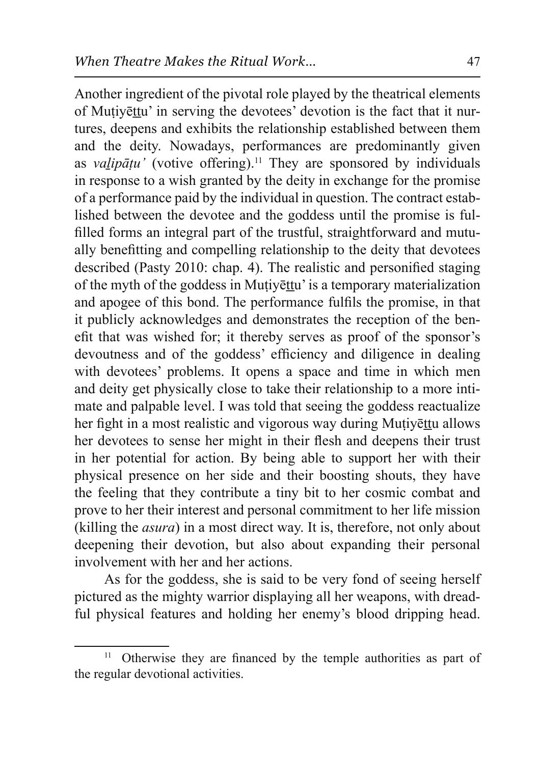Another ingredient of the pivotal role played by the theatrical elements of Muṭiyēṟṟu' in serving the devotees' devotion is the fact that it nurtures, deepens and exhibits the relationship established between them and the deity. Nowadays, performances are predominantly given as *vaḻipāṭu'* (votive offering).[11] They are sponsored by individuals in response to a wish granted by the deity in exchange for the promise of a performance paid by the individual in question. The contract established between the devotee and the goddess until the promise is fulfilled forms an integral part of the trustful, straightforward and mutually benefitting and compelling relationship to the deity that devotees described (Pasty 2010: chap. 4). The realistic and personified staging of the myth of the goddess in Muṭiyēṟṟu' is a temporary materialization and apogee of this bond. The performance fulfils the promise, in that it publicly acknowledges and demonstrates the reception of the benefit that was wished for; it thereby serves as proof of the sponsor's devoutness and of the goddess' efficiency and diligence in dealing with devotees' problems. It opens a space and time in which men and deity get physically close to take their relationship to a more intimate and palpable level. I was told that seeing the goddess reactualize her fight in a most realistic and vigorous way during Muṭiyēṟṟu allows her devotees to sense her might in their flesh and deepens their trust in her potential for action. By being able to support her with their physical presence on her side and their boosting shouts, they have the feeling that they contribute a tiny bit to her cosmic combat and prove to her their interest and personal commitment to her life mission (killing the *asura*) in a most direct way. It is, therefore, not only about deepening their devotion, but also about expanding their personal involvement with her and her actions.

As for the goddess, she is said to be very fond of seeing herself pictured as the mighty warrior displaying all her weapons, with dreadful physical features and holding her enemy's blood dripping head.

[11] Otherwise they are financed by the temple authorities as part of the regular devotional activities.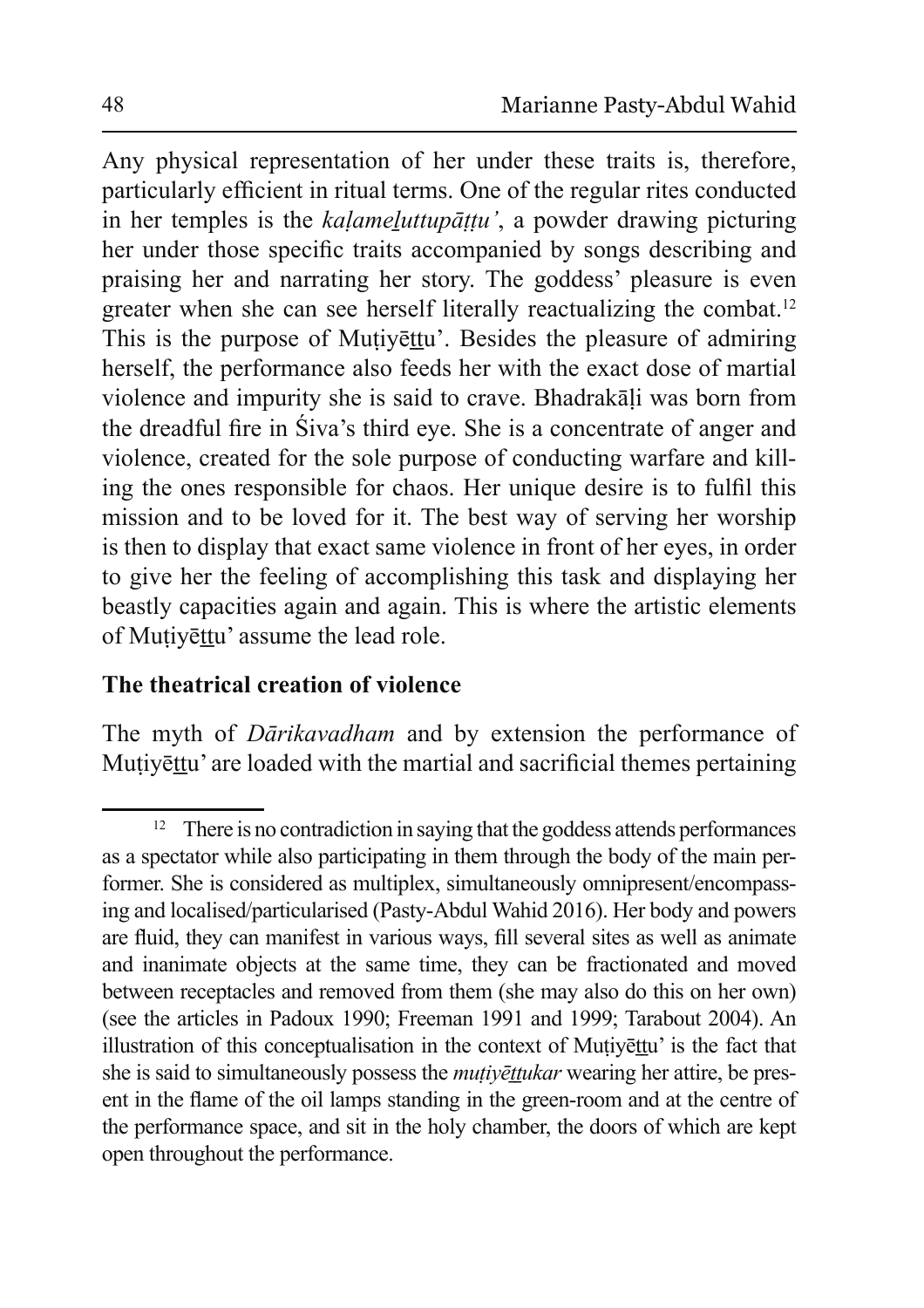Any physical representation of her under these traits is, therefore, particularly efficient in ritual terms. One of the regular rites conducted in her temples is the *kaḷameḻuttupāṭṭu'*, a powder drawing picturing her under those specific traits accompanied by songs describing and praising her and narrating her story. The goddess' pleasure is even greater when she can see herself literally reactualizing the combat.[12] This is the purpose of Muṭiyēṯṯu'. Besides the pleasure of admiring herself, the performance also feeds her with the exact dose of martial violence and impurity she is said to crave. Bhadrakāḷi was born from the dreadful fire in Śiva's third eye. She is a concentrate of anger and violence, created for the sole purpose of conducting warfare and killing the ones responsible for chaos. Her unique desire is to fulfil this mission and to be loved for it. The best way of serving her worship is then to display that exact same violence in front of her eyes, in order to give her the feeling of accomplishing this task and displaying her beastly capacities again and again. This is where the artistic elements of Muṭiyēṯṯu' assume the lead role.

**The theatrical creation of violence**

The myth of *Dārikavadham* and by extension the performance of Muṭiyēṯṯu' are loaded with the martial and sacrificial themes pertaining

[12] There is no contradiction in saying that the goddess attends performances as a spectator while also participating in them through the body of the main performer. She is considered as multiplex, simultaneously omnipresent/encompassing and localised/particularised (Pasty-Abdul Wahid 2016). Her body and powers are fluid, they can manifest in various ways, fill several sites as well as animate and inanimate objects at the same time, they can be fractionated and moved between receptacles and removed from them (she may also do this on her own) (see the articles in Padoux 1990; Freeman 1991 and 1999; Tarabout 2004). An illustration of this conceptualisation in the context of Muṭiyēṯṯu' is the fact that she is said to simultaneously possess the *muṭiyēṯṯukar* wearing her attire, be present in the flame of the oil lamps standing in the green-room and at the centre of the performance space, and sit in the holy chamber, the doors of which are kept open throughout the performance.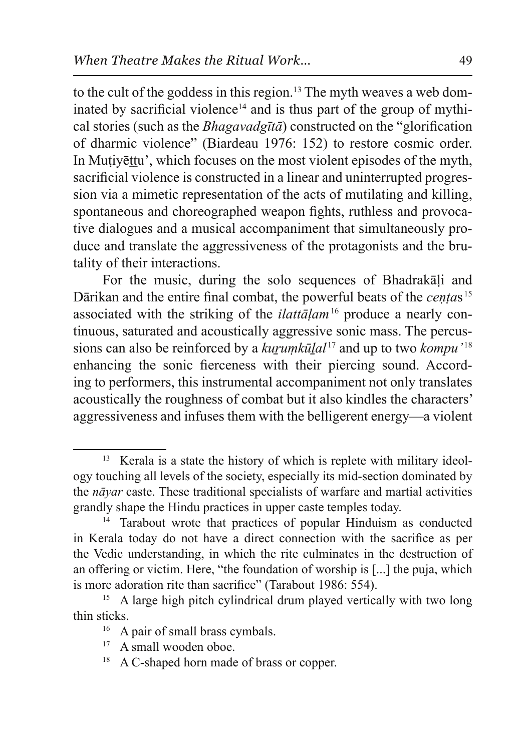to the cult of the goddess in this region.[13] The myth weaves a web dominated by sacrificial violence[14] and is thus part of the group of mythical stories (such as the *Bhagavadgītā*) constructed on the "glorification of dharmic violence" (Biardeau 1976: 152) to restore cosmic order. In Muṭiyēṯṯu', which focuses on the most violent episodes of the myth, sacrificial violence is constructed in a linear and uninterrupted progression via a mimetic representation of the acts of mutilating and killing, spontaneous and choreographed weapon fights, ruthless and provocative dialogues and a musical accompaniment that simultaneously produce and translate the aggressiveness of the protagonists and the brutality of their interactions.

For the music, during the solo sequences of Bhadrakāḷi and Dārikan and the entire final combat, the powerful beats of the *ceṇṭa*s[15] associated with the striking of the *ilattāḷam*[16] produce a nearly continuous, saturated and acoustically aggressive sonic mass. The percussions can also be reinforced by a *kuṟuṃkūḻal*[17] and up to two *kompu'*[18] enhancing the sonic fierceness with their piercing sound. According to performers, this instrumental accompaniment not only translates acoustically the roughness of combat but it also kindles the characters' aggressiveness and infuses them with the belligerent energy—a violent

---

[13] Kerala is a state the history of which is replete with military ideology touching all levels of the society, especially its mid-section dominated by the *nāyar* caste. These traditional specialists of warfare and martial activities grandly shape the Hindu practices in upper caste temples today.

[14] Tarabout wrote that practices of popular Hinduism as conducted in Kerala today do not have a direct connection with the sacrifice as per the Vedic understanding, in which the rite culminates in the destruction of an offering or victim. Here, "the foundation of worship is [...] the puja, which is more adoration rite than sacrifice" (Tarabout 1986: 554).

[15] A large high pitch cylindrical drum played vertically with two long thin sticks.

[16] A pair of small brass cymbals.

[17] A small wooden oboe.

[18] A C-shaped horn made of brass or copper.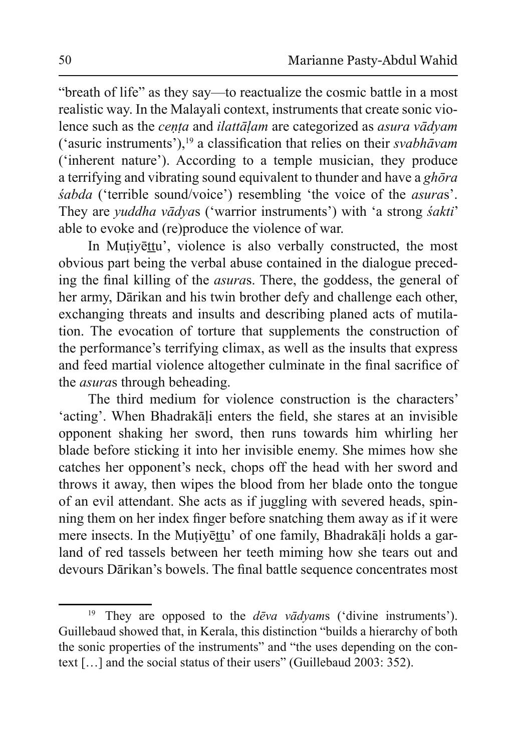"breath of life" as they say—to reactualize the cosmic battle in a most realistic way. In the Malayali context, instruments that create sonic violence such as the *ceṇṭa* and *ilattāḷam* are categorized as *asura vādyam* ('asuric instruments'),[19] a classification that relies on their *svabhāvam* ('inherent nature'). According to a temple musician, they produce a terrifying and vibrating sound equivalent to thunder and have a *ghōra śabda* ('terrible sound/voice') resembling 'the voice of the *asura*s'. They are *yuddha vādya*s ('warrior instruments') with 'a strong *śakti*' able to evoke and (re)produce the violence of war.

In Muṭiyēṯṯu', violence is also verbally constructed, the most obvious part being the verbal abuse contained in the dialogue preceding the final killing of the *asura*s. There, the goddess, the general of her army, Dārikan and his twin brother defy and challenge each other, exchanging threats and insults and describing planed acts of mutilation. The evocation of torture that supplements the construction of the performance's terrifying climax, as well as the insults that express and feed martial violence altogether culminate in the final sacrifice of the *asura*s through beheading.

The third medium for violence construction is the characters' 'acting'. When Bhadrakāḷi enters the field, she stares at an invisible opponent shaking her sword, then runs towards him whirling her blade before sticking it into her invisible enemy. She mimes how she catches her opponent's neck, chops off the head with her sword and throws it away, then wipes the blood from her blade onto the tongue of an evil attendant. She acts as if juggling with severed heads, spinning them on her index finger before snatching them away as if it were mere insects. In the Muṭiyēṯṯu' of one family, Bhadrakāḷi holds a garland of red tassels between her teeth miming how she tears out and devours Dārikan's bowels. The final battle sequence concentrates most

---

[19] They are opposed to the *dēva vādyam*s ('divine instruments'). Guillebaud showed that, in Kerala, this distinction "builds a hierarchy of both the sonic properties of the instruments" and "the uses depending on the context […] and the social status of their users" (Guillebaud 2003: 352).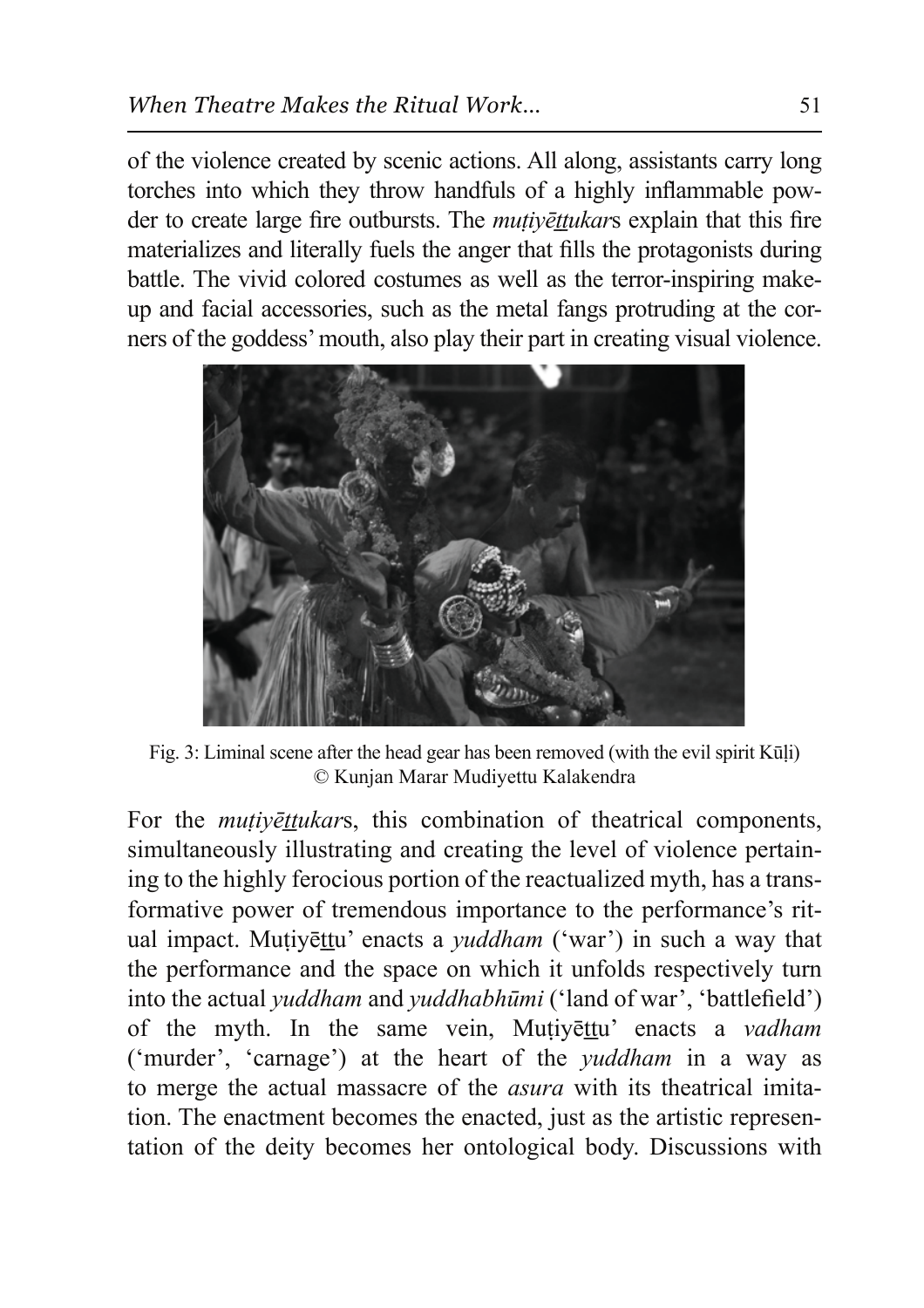of the violence created by scenic actions. All along, assistants carry long torches into which they throw handfuls of a highly inflammable powder to create large fire outbursts. The *muṭiyēṯṯukar*s explain that this fire materializes and literally fuels the anger that fills the protagonists during battle. The vivid colored costumes as well as the terror-inspiring make-up and facial accessories, such as the metal fangs protruding at the corners of the goddess' mouth, also play their part in creating visual violence.

Fig. 3: Liminal scene after the head gear has been removed (with the evil spirit Kūḷi) © Kunjan Marar Mudiyettu Kalakendra

For the *muṭiyēṯṯukar*s, this combination of theatrical components, simultaneously illustrating and creating the level of violence pertaining to the highly ferocious portion of the reactualized myth, has a transformative power of tremendous importance to the performance's ritual impact. Muṭiyēṯṯu' enacts a *yuddham* ('war') in such a way that the performance and the space on which it unfolds respectively turn into the actual *yuddham* and *yuddhabhūmi* ('land of war', 'battlefield') of the myth. In the same vein, Muṭiyēṯṯu' enacts a *vadham* ('murder', 'carnage') at the heart of the *yuddham* in a way as to merge the actual massacre of the *asura* with its theatrical imitation. The enactment becomes the enacted, just as the artistic representation of the deity becomes her ontological body. Discussions with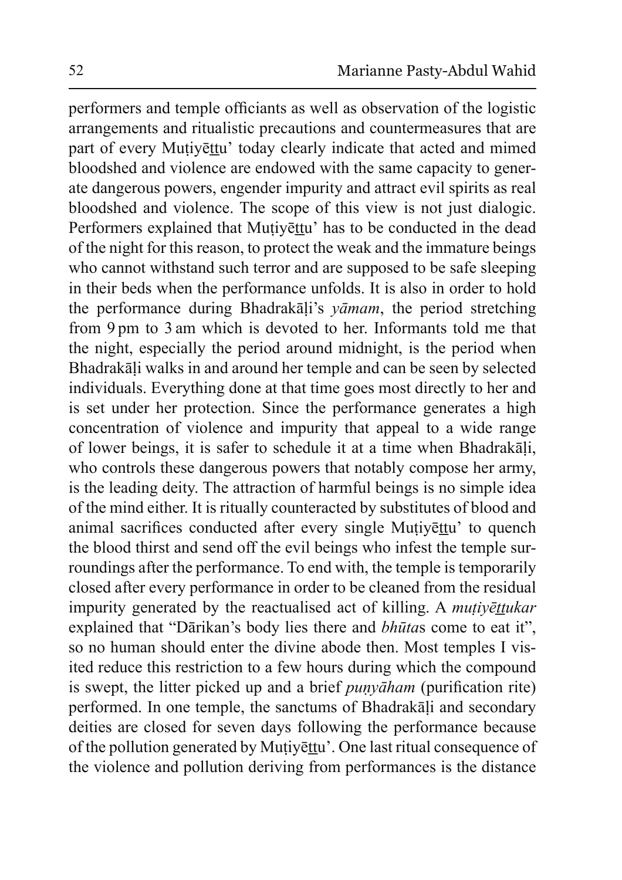performers and temple officiants as well as observation of the logistic arrangements and ritualistic precautions and countermeasures that are part of every Muṭiyēṯṯu' today clearly indicate that acted and mimed bloodshed and violence are endowed with the same capacity to generate dangerous powers, engender impurity and attract evil spirits as real bloodshed and violence. The scope of this view is not just dialogic. Performers explained that Muṭiyēṯṯu' has to be conducted in the dead of the night for this reason, to protect the weak and the immature beings who cannot withstand such terror and are supposed to be safe sleeping in their beds when the performance unfolds. It is also in order to hold the performance during Bhadrakāḷi's *yāmam*, the period stretching from 9 pm to 3 am which is devoted to her. Informants told me that the night, especially the period around midnight, is the period when Bhadrakāḷi walks in and around her temple and can be seen by selected individuals. Everything done at that time goes most directly to her and is set under her protection. Since the performance generates a high concentration of violence and impurity that appeal to a wide range of lower beings, it is safer to schedule it at a time when Bhadrakāḷi, who controls these dangerous powers that notably compose her army, is the leading deity. The attraction of harmful beings is no simple idea of the mind either. It is ritually counteracted by substitutes of blood and animal sacrifices conducted after every single Muṭiyēṯṯu' to quench the blood thirst and send off the evil beings who infest the temple surroundings after the performance. To end with, the temple is temporarily closed after every performance in order to be cleaned from the residual impurity generated by the reactualised act of killing. A *muṭiyēṯṯukar* explained that "Dārikan's body lies there and *bhūta*s come to eat it", so no human should enter the divine abode then. Most temples I visited reduce this restriction to a few hours during which the compound is swept, the litter picked up and a brief *puṇyāham* (purification rite) performed. In one temple, the sanctums of Bhadrakāḷi and secondary deities are closed for seven days following the performance because of the pollution generated by Muṭiyēṯṯu'. One last ritual consequence of the violence and pollution deriving from performances is the distance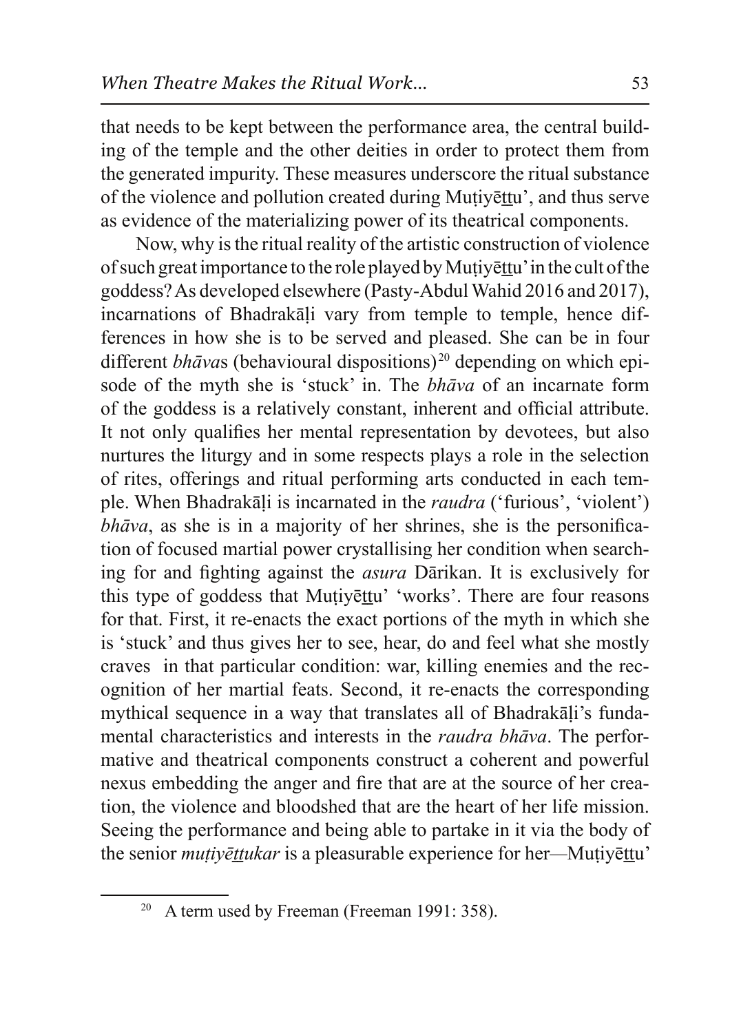that needs to be kept between the performance area, the central building of the temple and the other deities in order to protect them from the generated impurity. These measures underscore the ritual substance of the violence and pollution created during Muṭiyēṯṯu', and thus serve as evidence of the materializing power of its theatrical components.

Now, why is the ritual reality of the artistic construction of violence of such great importance to the role played by Muṭiyēṯṯu' in the cult of the goddess? As developed elsewhere (Pasty-Abdul Wahid 2016 and 2017), incarnations of Bhadrakāḷi vary from temple to temple, hence differences in how she is to be served and pleased. She can be in four different *bhāva*s (behavioural dispositions)[20] depending on which episode of the myth she is 'stuck' in. The *bhāva* of an incarnate form of the goddess is a relatively constant, inherent and official attribute. It not only qualifies her mental representation by devotees, but also nurtures the liturgy and in some respects plays a role in the selection of rites, offerings and ritual performing arts conducted in each temple. When Bhadrakāḷi is incarnated in the *raudra* ('furious', 'violent') *bhāva*, as she is in a majority of her shrines, she is the personification of focused martial power crystallising her condition when searching for and fighting against the *asura* Dārikan. It is exclusively for this type of goddess that Muṭiyēṯṯu' 'works'. There are four reasons for that. First, it re-enacts the exact portions of the myth in which she is 'stuck' and thus gives her to see, hear, do and feel what she mostly craves in that particular condition: war, killing enemies and the recognition of her martial feats. Second, it re-enacts the corresponding mythical sequence in a way that translates all of Bhadrakāḷi's fundamental characteristics and interests in the *raudra bhāva*. The performative and theatrical components construct a coherent and powerful nexus embedding the anger and fire that are at the source of her creation, the violence and bloodshed that are the heart of her life mission. Seeing the performance and being able to partake in it via the body of the senior *muṭiyēṯṯukar* is a pleasurable experience for her—Muṭiyēṯṯu'

[20] A term used by Freeman (Freeman 1991: 358).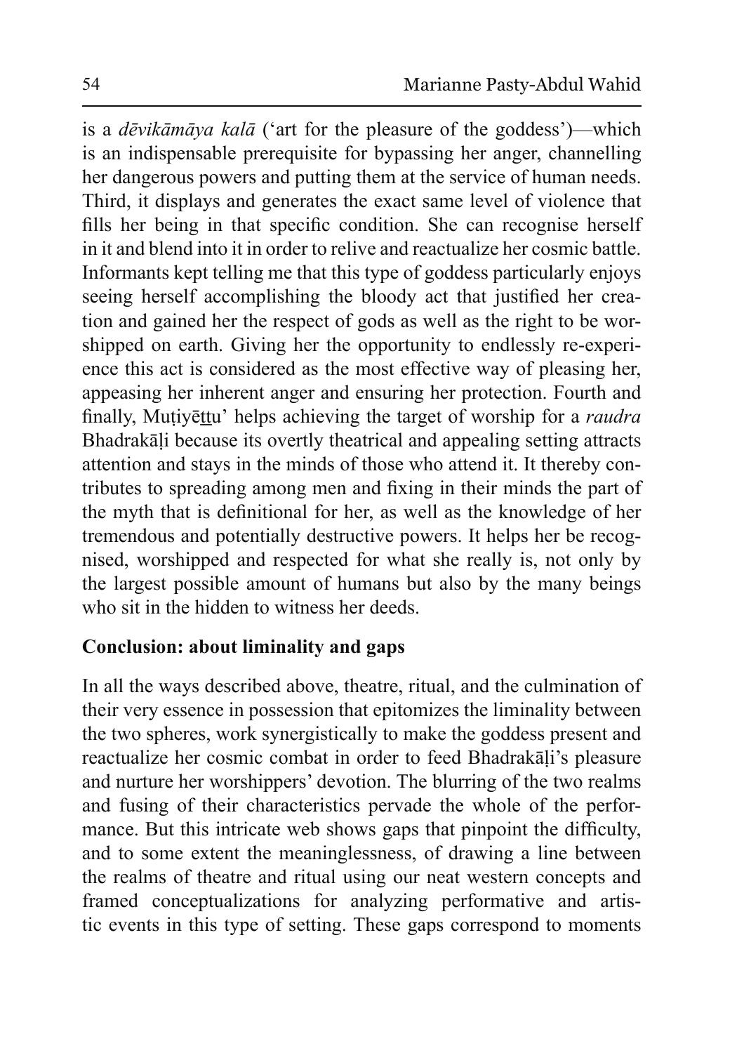is a *dēvikāmāya kalā* ('art for the pleasure of the goddess')—which is an indispensable prerequisite for bypassing her anger, channelling her dangerous powers and putting them at the service of human needs. Third, it displays and generates the exact same level of violence that fills her being in that specific condition. She can recognise herself in it and blend into it in order to relive and reactualize her cosmic battle. Informants kept telling me that this type of goddess particularly enjoys seeing herself accomplishing the bloody act that justified her creation and gained her the respect of gods as well as the right to be worshipped on earth. Giving her the opportunity to endlessly re-experience this act is considered as the most effective way of pleasing her, appeasing her inherent anger and ensuring her protection. Fourth and finally, Muṭiyēṯṯu' helps achieving the target of worship for a *raudra* Bhadrakāḷi because its overtly theatrical and appealing setting attracts attention and stays in the minds of those who attend it. It thereby contributes to spreading among men and fixing in their minds the part of the myth that is definitional for her, as well as the knowledge of her tremendous and potentially destructive powers. It helps her be recognised, worshipped and respected for what she really is, not only by the largest possible amount of humans but also by the many beings who sit in the hidden to witness her deeds.

## Conclusion: about liminality and gaps

In all the ways described above, theatre, ritual, and the culmination of their very essence in possession that epitomizes the liminality between the two spheres, work synergistically to make the goddess present and reactualize her cosmic combat in order to feed Bhadrakāḷi's pleasure and nurture her worshippers' devotion. The blurring of the two realms and fusing of their characteristics pervade the whole of the performance. But this intricate web shows gaps that pinpoint the difficulty, and to some extent the meaninglessness, of drawing a line between the realms of theatre and ritual using our neat western concepts and framed conceptualizations for analyzing performative and artistic events in this type of setting. These gaps correspond to moments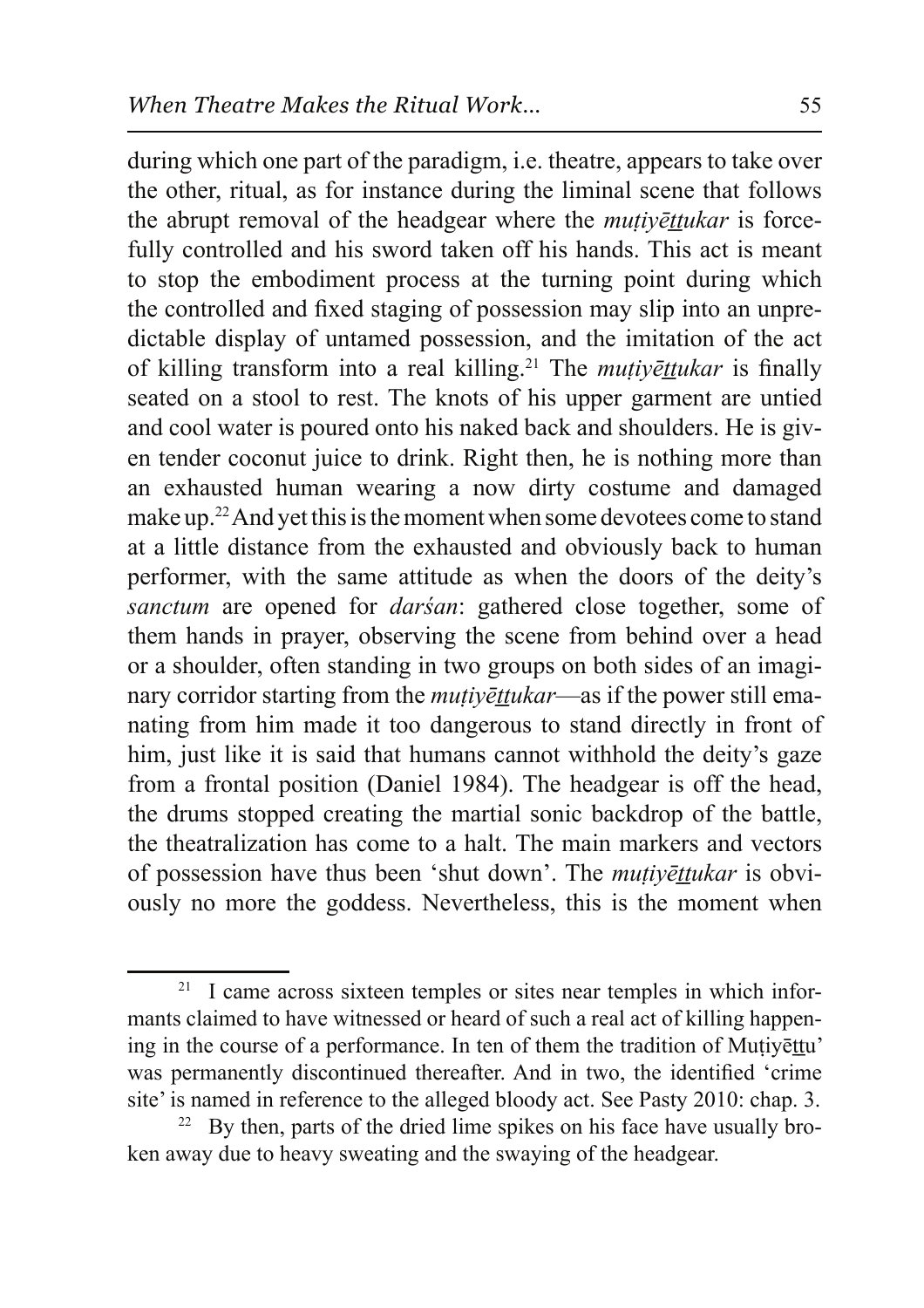during which one part of the paradigm, i.e. theatre, appears to take over the other, ritual, as for instance during the liminal scene that follows the abrupt removal of the headgear where the *muṭiyēṯṯukar* is forcefully controlled and his sword taken off his hands. This act is meant to stop the embodiment process at the turning point during which the controlled and fixed staging of possession may slip into an unpredictable display of untamed possession, and the imitation of the act of killing transform into a real killing.[21] The *muṭiyēṯṯukar* is finally seated on a stool to rest. The knots of his upper garment are untied and cool water is poured onto his naked back and shoulders. He is given tender coconut juice to drink. Right then, he is nothing more than an exhausted human wearing a now dirty costume and damaged make up.[22] And yet this is the moment when some devotees come to stand at a little distance from the exhausted and obviously back to human performer, with the same attitude as when the doors of the deity's *sanctum* are opened for *darśan*: gathered close together, some of them hands in prayer, observing the scene from behind over a head or a shoulder, often standing in two groups on both sides of an imaginary corridor starting from the *muṭiyēṯṯukar*—as if the power still emanating from him made it too dangerous to stand directly in front of him, just like it is said that humans cannot withhold the deity's gaze from a frontal position (Daniel 1984). The headgear is off the head, the drums stopped creating the martial sonic backdrop of the battle, the theatralization has come to a halt. The main markers and vectors of possession have thus been 'shut down'. The *muṭiyēṯṯukar* is obviously no more the goddess. Nevertheless, this is the moment when

---

[21] I came across sixteen temples or sites near temples in which informants claimed to have witnessed or heard of such a real act of killing happening in the course of a performance. In ten of them the tradition of Muṭiyēṯṯu' was permanently discontinued thereafter. And in two, the identified 'crime site' is named in reference to the alleged bloody act. See Pasty 2010: chap. 3.

[22] By then, parts of the dried lime spikes on his face have usually broken away due to heavy sweating and the swaying of the headgear.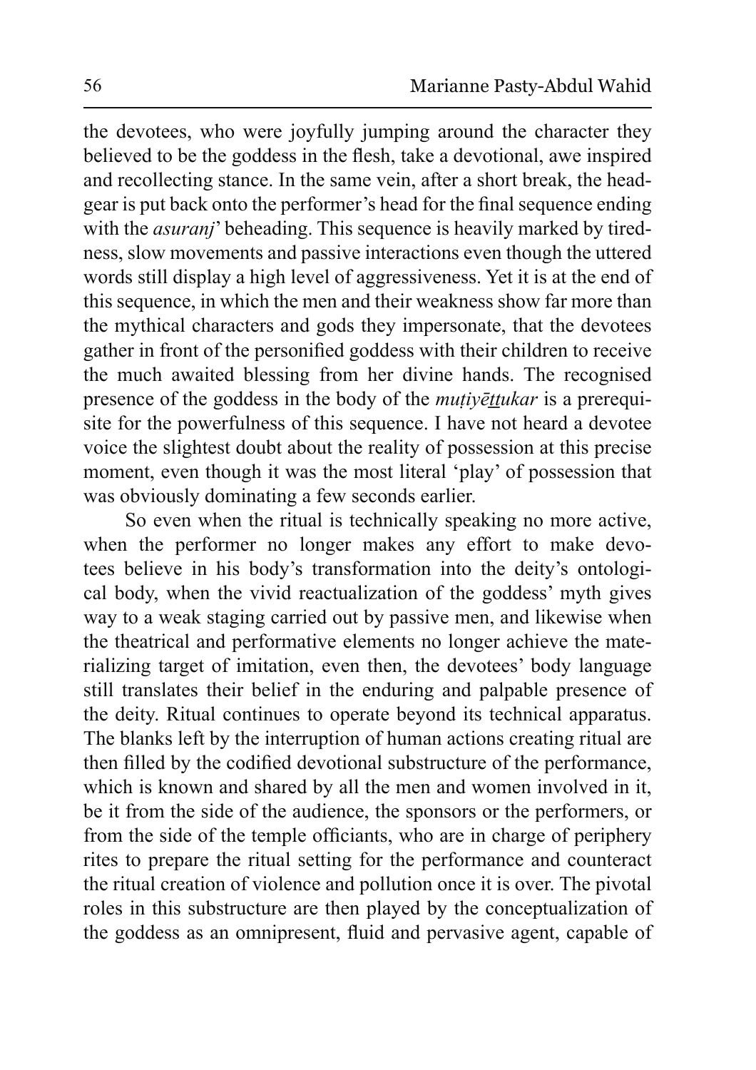the devotees, who were joyfully jumping around the character they believed to be the goddess in the flesh, take a devotional, awe inspired and recollecting stance. In the same vein, after a short break, the headgear is put back onto the performer's head for the final sequence ending with the *asuranj*' beheading. This sequence is heavily marked by tiredness, slow movements and passive interactions even though the uttered words still display a high level of aggressiveness. Yet it is at the end of this sequence, in which the men and their weakness show far more than the mythical characters and gods they impersonate, that the devotees gather in front of the personified goddess with their children to receive the much awaited blessing from her divine hands. The recognised presence of the goddess in the body of the *muṭiyēṯṯukar* is a prerequisite for the powerfulness of this sequence. I have not heard a devotee voice the slightest doubt about the reality of possession at this precise moment, even though it was the most literal 'play' of possession that was obviously dominating a few seconds earlier.

So even when the ritual is technically speaking no more active, when the performer no longer makes any effort to make devotees believe in his body's transformation into the deity's ontological body, when the vivid reactualization of the goddess' myth gives way to a weak staging carried out by passive men, and likewise when the theatrical and performative elements no longer achieve the materializing target of imitation, even then, the devotees' body language still translates their belief in the enduring and palpable presence of the deity. Ritual continues to operate beyond its technical apparatus. The blanks left by the interruption of human actions creating ritual are then filled by the codified devotional substructure of the performance, which is known and shared by all the men and women involved in it, be it from the side of the audience, the sponsors or the performers, or from the side of the temple officiants, who are in charge of periphery rites to prepare the ritual setting for the performance and counteract the ritual creation of violence and pollution once it is over. The pivotal roles in this substructure are then played by the conceptualization of the goddess as an omnipresent, fluid and pervasive agent, capable of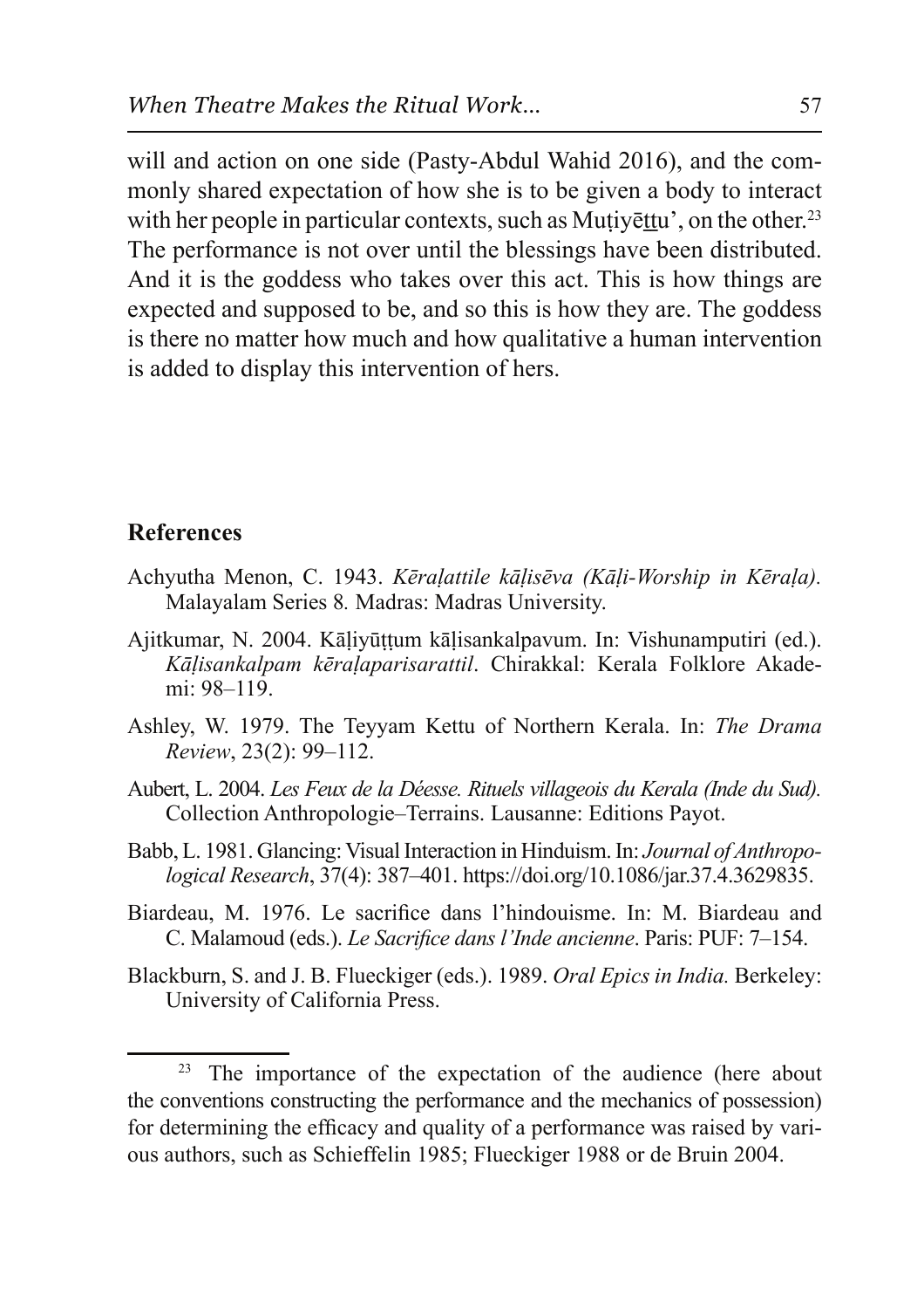will and action on one side (Pasty-Abdul Wahid 2016), and the commonly shared expectation of how she is to be given a body to interact with her people in particular contexts, such as Muṭiyēṯṯu', on the other.[23] The performance is not over until the blessings have been distributed. And it is the goddess who takes over this act. This is how things are expected and supposed to be, and so this is how they are. The goddess is there no matter how much and how qualitative a human intervention is added to display this intervention of hers.

## References

Achyutha Menon, C. 1943. *Kēraḷattile kāḷisēva (Kāḷi-Worship in Kēraḷa).* Malayalam Series 8. Madras: Madras University.

Ajitkumar, N. 2004. Kāḷiyūṭṭum kāḷisankalpavum. In: Vishunamputiri (ed.). *Kāḷisankalpam kēraḷaparisarattil*. Chirakkal: Kerala Folklore Akademi: 98–119.

Ashley, W. 1979. The Teyyam Kettu of Northern Kerala. In: *The Drama Review*, 23(2): 99–112.

Aubert, L. 2004. *Les Feux de la Déesse. Rituels villageois du Kerala (Inde du Sud).* Collection Anthropologie–Terrains. Lausanne: Editions Payot.

Babb, L. 1981. Glancing: Visual Interaction in Hinduism. In: *Journal of Anthropological Research*, 37(4): 387–401. https://doi.org/10.1086/jar.37.4.3629835.

Biardeau, M. 1976. Le sacrifice dans l'hindouisme. In: M. Biardeau and C. Malamoud (eds.). *Le Sacrifice dans l'Inde ancienne*. Paris: PUF: 7–154.

Blackburn, S. and J. B. Flueckiger (eds.). 1989. *Oral Epics in India.* Berkeley: University of California Press.

[23] The importance of the expectation of the audience (here about the conventions constructing the performance and the mechanics of possession) for determining the efficacy and quality of a performance was raised by various authors, such as Schieffelin 1985; Flueckiger 1988 or de Bruin 2004.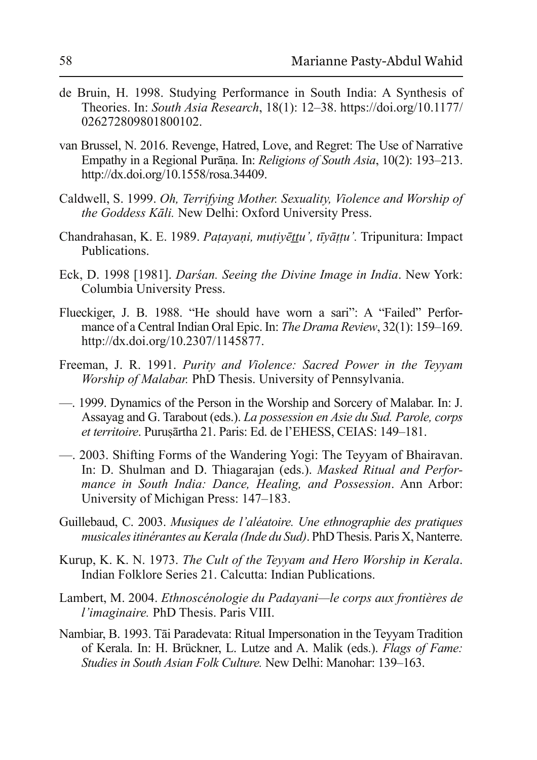de Bruin, H. 1998. Studying Performance in South India: A Synthesis of Theories. In: *South Asia Research*, 18(1): 12–38. https://doi.org/10.1177/026272809801800102.

van Brussel, N. 2016. Revenge, Hatred, Love, and Regret: The Use of Narrative Empathy in a Regional Purāṇa. In: *Religions of South Asia*, 10(2): 193–213. http://dx.doi.org/10.1558/rosa.34409.

Caldwell, S. 1999. *Oh, Terrifying Mother. Sexuality, Violence and Worship of the Goddess Kāli.* New Delhi: Oxford University Press.

Chandrahasan, K. E. 1989. *Paṭayaṇi, muṭiyēṟṟu', tīyāṭṭu'.* Tripunitura: Impact Publications.

Eck, D. 1998 [1981]. *Darśan. Seeing the Divine Image in India*. New York: Columbia University Press.

Flueckiger, J. B. 1988. "He should have worn a sari": A "Failed" Performance of a Central Indian Oral Epic. In: *The Drama Review*, 32(1): 159–169. http://dx.doi.org/10.2307/1145877.

Freeman, J. R. 1991. *Purity and Violence: Sacred Power in the Teyyam Worship of Malabar.* PhD Thesis. University of Pennsylvania.

—. 1999. Dynamics of the Person in the Worship and Sorcery of Malabar. In: J. Assayag and G. Tarabout (eds.). *La possession en Asie du Sud. Parole, corps et territoire*. Puruṣārtha 21. Paris: Ed. de l'EHESS, CEIAS: 149–181.

—. 2003. Shifting Forms of the Wandering Yogi: The Teyyam of Bhairavan. In: D. Shulman and D. Thiagarajan (eds.). *Masked Ritual and Performance in South India: Dance, Healing, and Possession*. Ann Arbor: University of Michigan Press: 147–183.

Guillebaud, C. 2003. *Musiques de l'aléatoire. Une ethnographie des pratiques musicales itinérantes au Kerala (Inde du Sud)*. PhD Thesis. Paris X, Nanterre.

Kurup, K. K. N. 1973. *The Cult of the Teyyam and Hero Worship in Kerala*. Indian Folklore Series 21. Calcutta: Indian Publications.

Lambert, M. 2004. *Ethnoscénologie du Padayani—le corps aux frontières de l'imaginaire.* PhD Thesis. Paris VIII.

Nambiar, B. 1993. Tāi Paradevata: Ritual Impersonation in the Teyyam Tradition of Kerala. In: H. Brückner, L. Lutze and A. Malik (eds.). *Flags of Fame: Studies in South Asian Folk Culture.* New Delhi: Manohar: 139–163.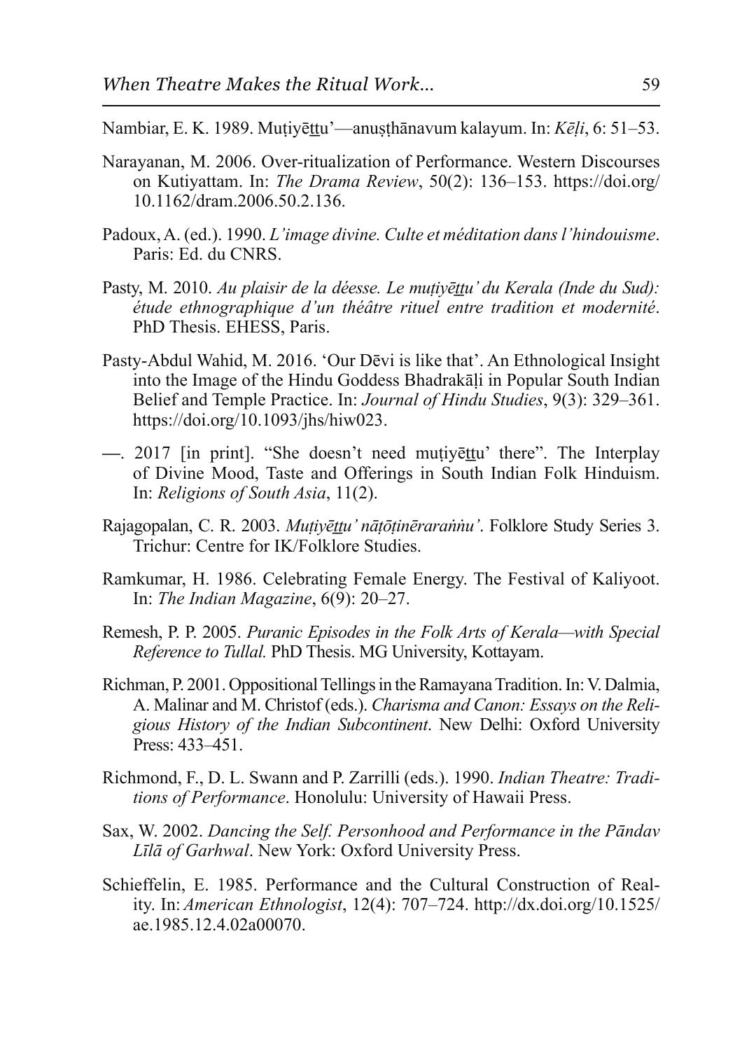Nambiar, E. K. 1989. Muṭiyēṯṯu'—anuṣṭhānavum kalayum. In: *Kēḷi*, 6: 51–53.

Narayanan, M. 2006. Over-ritualization of Performance. Western Discourses on Kutiyattam. In: *The Drama Review*, 50(2): 136–153. https://doi.org/10.1162/dram.2006.50.2.136.

Padoux, A. (ed.). 1990. *L'image divine. Culte et méditation dans l'hindouisme*. Paris: Ed. du CNRS.

Pasty, M. 2010. *Au plaisir de la déesse. Le muṭiyēṯṯu' du Kerala (Inde du Sud): étude ethnographique d'un théâtre rituel entre tradition et modernité*. PhD Thesis. EHESS, Paris.

Pasty-Abdul Wahid, M. 2016. 'Our Dēvi is like that'. An Ethnological Insight into the Image of the Hindu Goddess Bhadrakāḷi in Popular South Indian Belief and Temple Practice. In: *Journal of Hindu Studies*, 9(3): 329–361. https://doi.org/10.1093/jhs/hiw023.

—. 2017 [in print]. "She doesn't need muṭiyēṯṯu' there". The Interplay of Divine Mood, Taste and Offerings in South Indian Folk Hinduism. In: *Religions of South Asia*, 11(2).

Rajagopalan, C. R. 2003. *Muṭiyēṯṯu' nāṭōṭinērarаṅṅu'*. Folklore Study Series 3. Trichur: Centre for IK/Folklore Studies.

Ramkumar, H. 1986. Celebrating Female Energy. The Festival of Kaliyoot. In: *The Indian Magazine*, 6(9): 20–27.

Remesh, P. P. 2005. *Puranic Episodes in the Folk Arts of Kerala—with Special Reference to Tullal.* PhD Thesis. MG University, Kottayam.

Richman, P. 2001. Oppositional Tellings in the Ramayana Tradition. In: V. Dalmia, A. Malinar and M. Christof (eds.). *Charisma and Canon: Essays on the Religious History of the Indian Subcontinent*. New Delhi: Oxford University Press: 433–451.

Richmond, F., D. L. Swann and P. Zarrilli (eds.). 1990. *Indian Theatre: Traditions of Performance*. Honolulu: University of Hawaii Press.

Sax, W. 2002. *Dancing the Self. Personhood and Performance in the Pāndav Līlā of Garhwal*. New York: Oxford University Press.

Schieffelin, E. 1985. Performance and the Cultural Construction of Reality. In: *American Ethnologist*, 12(4): 707–724. http://dx.doi.org/10.1525/ae.1985.12.4.02a00070.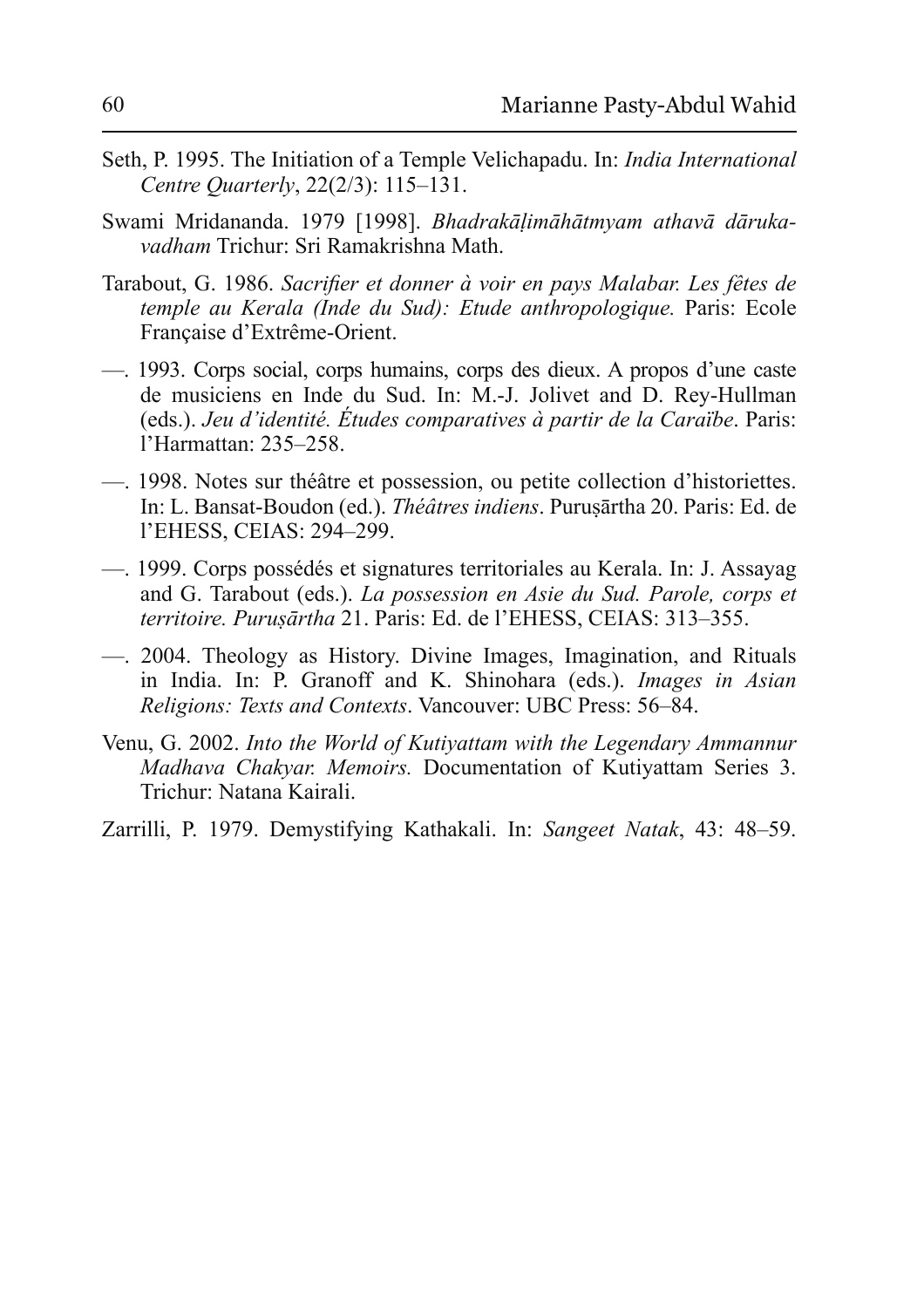Seth, P. 1995. The Initiation of a Temple Velichapadu. In: *India International Centre Quarterly*, 22(2/3): 115–131.

Swami Mridananda. 1979 [1998]. *Bhadrakāḷimāhātmyam athavā dārukavadham* Trichur: Sri Ramakrishna Math.

Tarabout, G. 1986. *Sacrifier et donner à voir en pays Malabar. Les fêtes de temple au Kerala (Inde du Sud): Etude anthropologique.* Paris: Ecole Française d'Extrême-Orient.

—. 1993. Corps social, corps humains, corps des dieux. A propos d'une caste de musiciens en Inde du Sud. In: M.-J. Jolivet and D. Rey-Hullman (eds.). *Jeu d'identité. Études comparatives à partir de la Caraïbe*. Paris: l'Harmattan: 235–258.

—. 1998. Notes sur théâtre et possession, ou petite collection d'historiettes. In: L. Bansat-Boudon (ed.). *Théâtres indiens*. Puruṣārtha 20. Paris: Ed. de l'EHESS, CEIAS: 294–299.

—. 1999. Corps possédés et signatures territoriales au Kerala. In: J. Assayag and G. Tarabout (eds.). *La possession en Asie du Sud. Parole, corps et territoire. Puruṣārtha* 21. Paris: Ed. de l'EHESS, CEIAS: 313–355.

—. 2004. Theology as History. Divine Images, Imagination, and Rituals in India. In: P. Granoff and K. Shinohara (eds.). *Images in Asian Religions: Texts and Contexts*. Vancouver: UBC Press: 56–84.

Venu, G. 2002. *Into the World of Kutiyattam with the Legendary Ammannur Madhava Chakyar. Memoirs.* Documentation of Kutiyattam Series 3. Trichur: Natana Kairali.

Zarrilli, P. 1979. Demystifying Kathakali. In: *Sangeet Natak*, 43: 48–59.